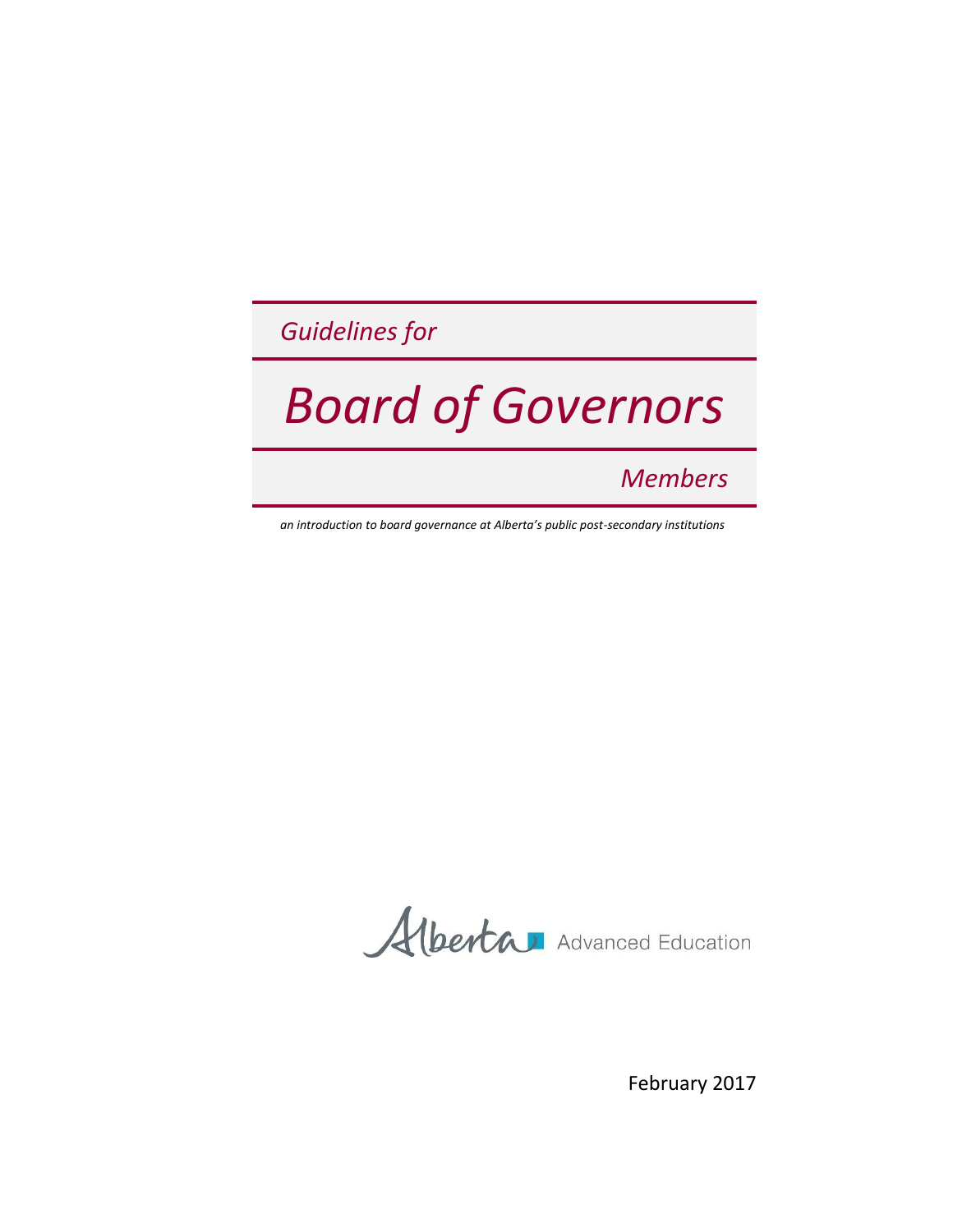*Guidelines for*

# *Board of Governors*

*Members*

*an introduction to board governance at Alberta's public post-secondary institutions*

Alberta Advanced Education

February 2017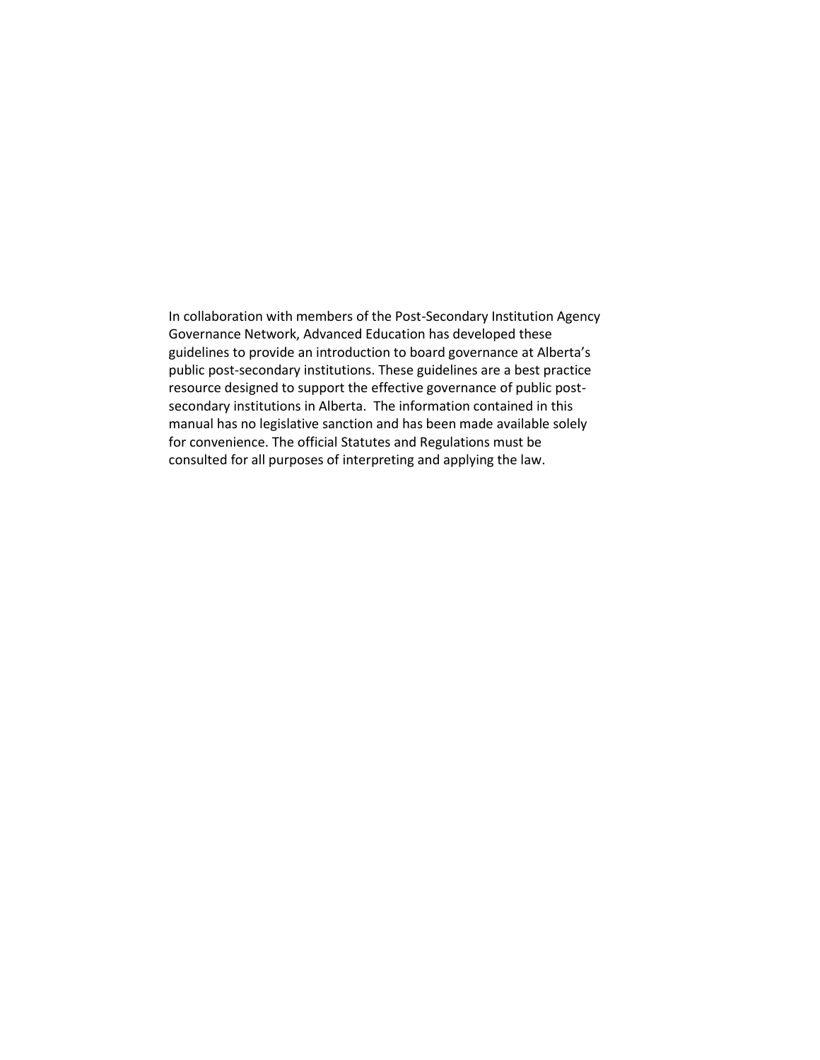In collaboration with members of the Post-Secondary Institution Agency Governance Network, Advanced Education has developed these guidelines to provide an introduction to board governance at Alberta's public post-secondary institutions. These guidelines are a best practice resource designed to support the effective governance of public post-secondary institutions in Alberta. The information contained in this manual has no legislative sanction and has been made available solely for convenience. The official Statutes and Regulations must be consulted for all purposes of interpreting and applying the law.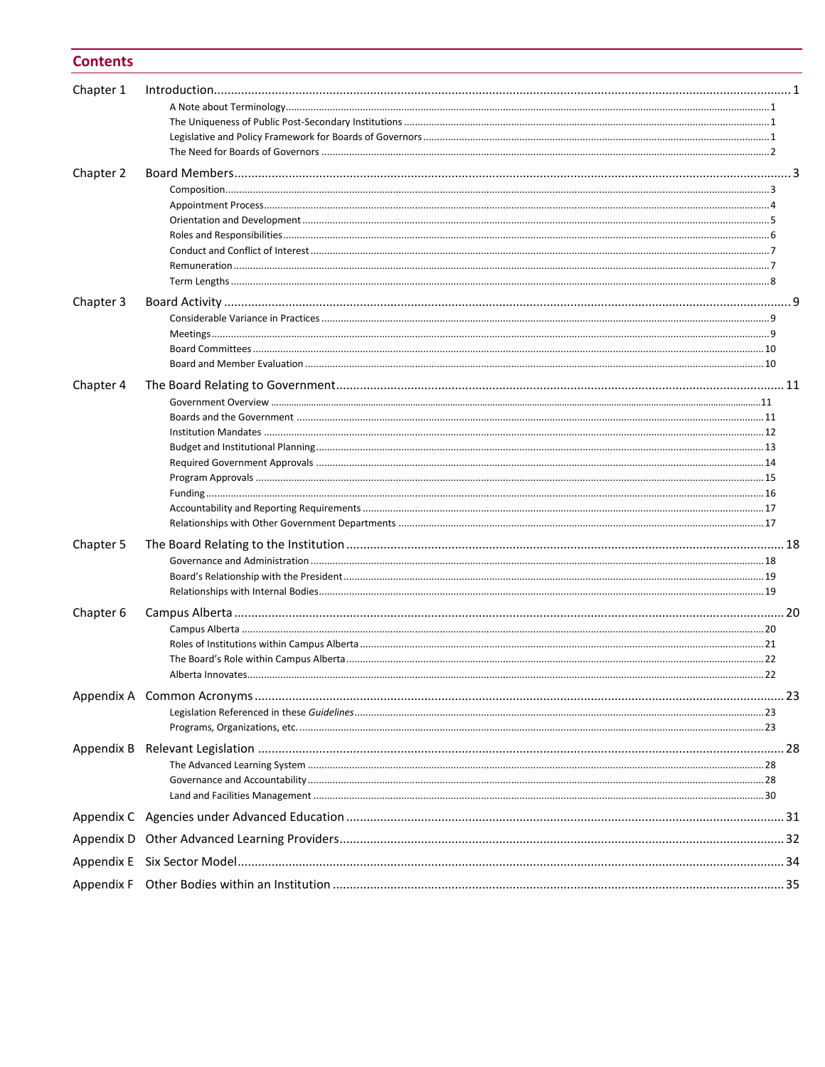# Contents

| | | |
|---|---|---|
| Chapter 1 | Introduction | 1 |
| | A Note about Terminology | 1 |
| | The Uniqueness of Public Post-Secondary Institutions | 1 |
| | Legislative and Policy Framework for Boards of Governors | 1 |
| | The Need for Boards of Governors | 2 |
| Chapter 2 | Board Members | 3 |
| | Composition | 3 |
| | Appointment Process | 4 |
| | Orientation and Development | 5 |
| | Roles and Responsibilities | 6 |
| | Conduct and Conflict of Interest | 7 |
| | Remuneration | 7 |
| | Term Lengths | 8 |
| Chapter 3 | Board Activity | 9 |
| | Considerable Variance in Practices | 9 |
| | Meetings | 9 |
| | Board Committees | 10 |
| | Board and Member Evaluation | 10 |
| Chapter 4 | The Board Relating to Government | 11 |
| | Government Overview | 11 |
| | Boards and the Government | 11 |
| | Institution Mandates | 12 |
| | Budget and Institutional Planning | 13 |
| | Required Government Approvals | 14 |
| | Program Approvals | 15 |
| | Funding | 16 |
| | Accountability and Reporting Requirements | 17 |
| | Relationships with Other Government Departments | 17 |
| Chapter 5 | The Board Relating to the Institution | 18 |
| | Governance and Administration | 18 |
| | Board's Relationship with the President | 19 |
| | Relationships with Internal Bodies | 19 |
| Chapter 6 | Campus Alberta | 20 |
| | Campus Alberta | 20 |
| | Roles of Institutions within Campus Alberta | 21 |
| | The Board's Role within Campus Alberta | 22 |
| | Alberta Innovates | 22 |
| Appendix A | Common Acronyms | 23 |
| | Legislation Referenced in these *Guidelines* | 23 |
| | Programs, Organizations, etc. | 23 |
| Appendix B | Relevant Legislation | 28 |
| | The Advanced Learning System | 28 |
| | Governance and Accountability | 28 |
| | Land and Facilities Management | 30 |
| Appendix C | Agencies under Advanced Education | 31 |
| Appendix D | Other Advanced Learning Providers | 32 |
| Appendix E | Six Sector Model | 34 |
| Appendix F | Other Bodies within an Institution | 35 |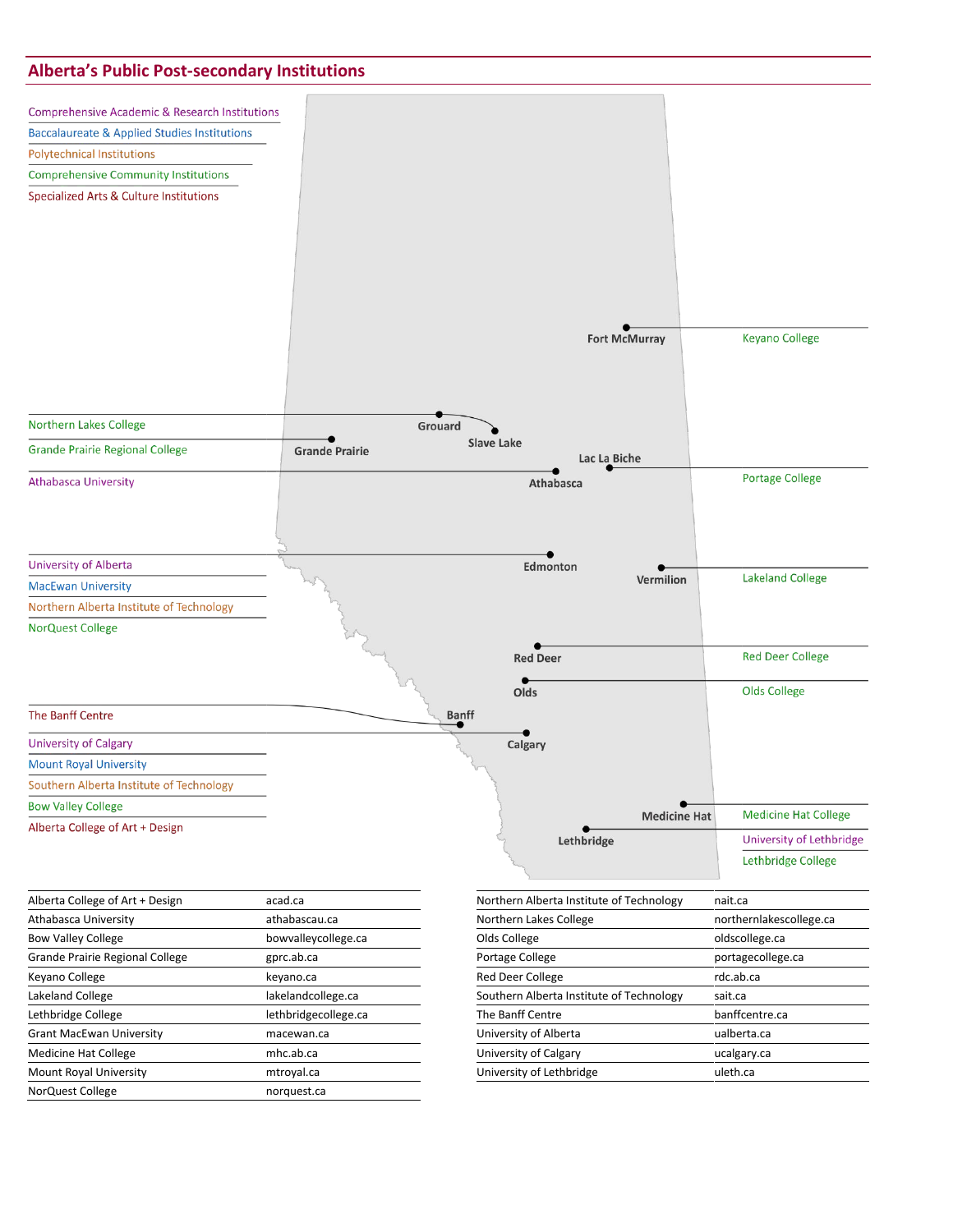## Alberta's Public Post-secondary Institutions

- Comprehensive Academic & Research Institutions
- Baccalaureate & Applied Studies Institutions
- Polytechnical Institutions
- Comprehensive Community Institutions
- Specialized Arts & Culture Institutions

| Location | Institutions |
| --- | --- |
| Fort McMurray | Keyano College |
| Grouard / Slave Lake | Northern Lakes College |
| Grande Prairie | Grande Prairie Regional College |
| Athabasca | Athabasca University |
| Lac La Biche | Portage College |
| Edmonton | University of Alberta; MacEwan University; Northern Alberta Institute of Technology; NorQuest College |
| Vermilion | Lakeland College |
| Red Deer | Red Deer College |
| Olds | Olds College |
| Banff | The Banff Centre |
| Calgary | University of Calgary; Mount Royal University; Southern Alberta Institute of Technology; Bow Valley College; Alberta College of Art + Design |
| Medicine Hat | Medicine Hat College |
| Lethbridge | University of Lethbridge; Lethbridge College |

| Institution | Website |
| --- | --- |
| Alberta College of Art + Design | acad.ca |
| Athabasca University | athabascau.ca |
| Bow Valley College | bowvalleycollege.ca |
| Grande Prairie Regional College | gprc.ab.ca |
| Keyano College | keyano.ca |
| Lakeland College | lakelandcollege.ca |
| Lethbridge College | lethbridgecollege.ca |
| Grant MacEwan University | macewan.ca |
| Medicine Hat College | mhc.ab.ca |
| Mount Royal University | mtroyal.ca |
| NorQuest College | norquest.ca |
| Northern Alberta Institute of Technology | nait.ca |
| Northern Lakes College | northernlakescollege.ca |
| Olds College | oldscollege.ca |
| Portage College | portagecollege.ca |
| Red Deer College | rdc.ab.ca |
| Southern Alberta Institute of Technology | sait.ca |
| The Banff Centre | banffcentre.ca |
| University of Alberta | ualberta.ca |
| University of Calgary | ucalgary.ca |
| University of Lethbridge | uleth.ca |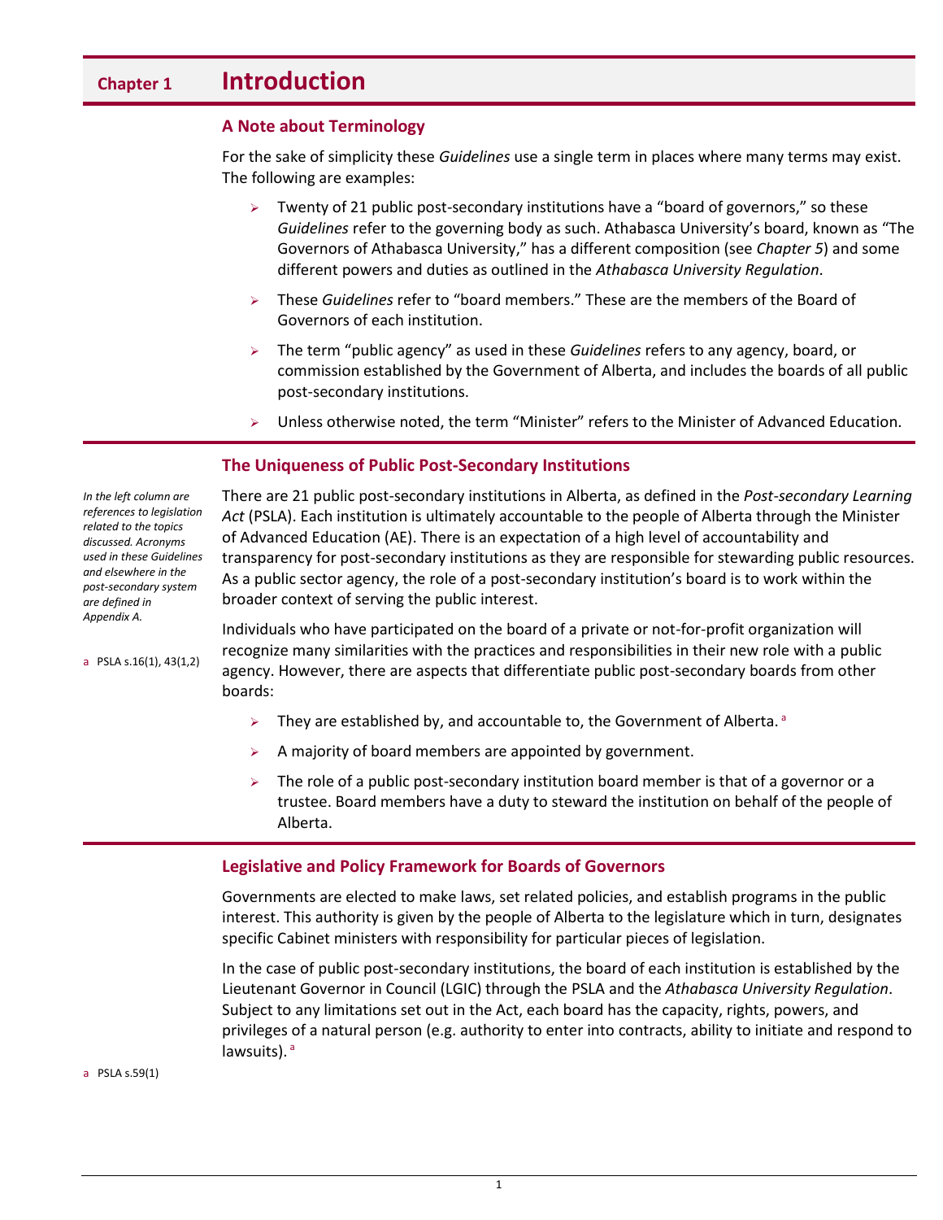# Chapter 1 Introduction

## A Note about Terminology

For the sake of simplicity these *Guidelines* use a single term in places where many terms may exist. The following are examples:

- Twenty of 21 public post-secondary institutions have a "board of governors," so these *Guidelines* refer to the governing body as such. Athabasca University's board, known as "The Governors of Athabasca University," has a different composition (see *Chapter 5*) and some different powers and duties as outlined in the *Athabasca University Regulation*.
- These *Guidelines* refer to "board members." These are the members of the Board of Governors of each institution.
- The term "public agency" as used in these *Guidelines* refers to any agency, board, or commission established by the Government of Alberta, and includes the boards of all public post-secondary institutions.
- Unless otherwise noted, the term "Minister" refers to the Minister of Advanced Education.

## The Uniqueness of Public Post-Secondary Institutions

*In the left column are references to legislation related to the topics discussed. Acronyms used in these Guidelines and elsewhere in the post-secondary system are defined in Appendix A.*

There are 21 public post-secondary institutions in Alberta, as defined in the *Post-secondary Learning Act* (PSLA). Each institution is ultimately accountable to the people of Alberta through the Minister of Advanced Education (AE). There is an expectation of a high level of accountability and transparency for post-secondary institutions as they are responsible for stewarding public resources. As a public sector agency, the role of a post-secondary institution's board is to work within the broader context of serving the public interest.

Individuals who have participated on the board of a private or not-for-profit organization will recognize many similarities with the practices and responsibilities in their new role with a public agency. However, there are aspects that differentiate public post-secondary boards from other boards:

- They are established by, and accountable to, the Government of Alberta. [a]
- A majority of board members are appointed by government.
- The role of a public post-secondary institution board member is that of a governor or a trustee. Board members have a duty to steward the institution on behalf of the people of Alberta.

[a] PSLA s.16(1), 43(1,2)

## Legislative and Policy Framework for Boards of Governors

Governments are elected to make laws, set related policies, and establish programs in the public interest. This authority is given by the people of Alberta to the legislature which in turn, designates specific Cabinet ministers with responsibility for particular pieces of legislation.

In the case of public post-secondary institutions, the board of each institution is established by the Lieutenant Governor in Council (LGIC) through the PSLA and the *Athabasca University Regulation*. Subject to any limitations set out in the Act, each board has the capacity, rights, powers, and privileges of a natural person (e.g. authority to enter into contracts, ability to initiate and respond to lawsuits). [a]

[a] PSLA s.59(1)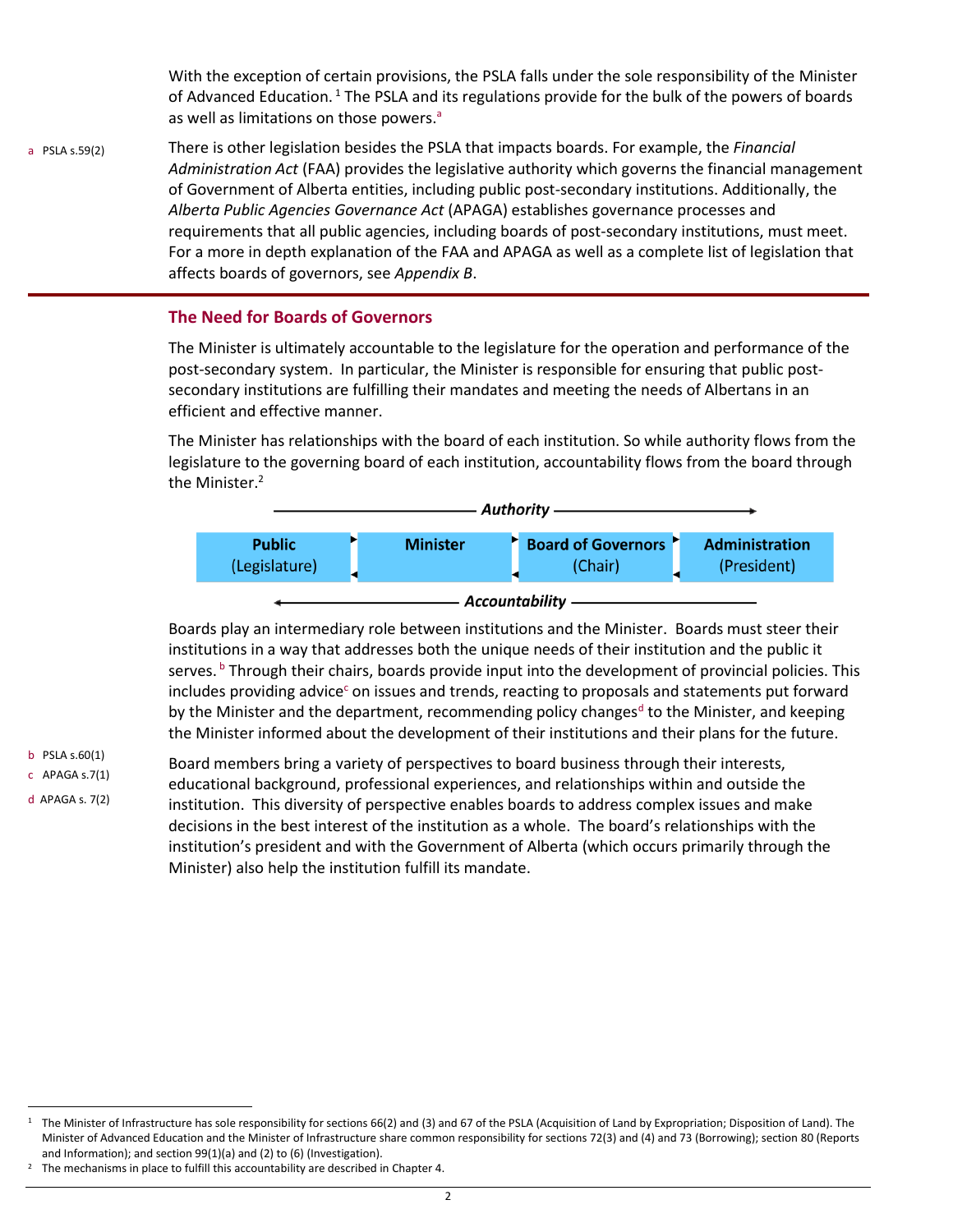With the exception of certain provisions, the PSLA falls under the sole responsibility of the Minister of Advanced Education.[1] The PSLA and its regulations provide for the bulk of the powers of boards as well as limitations on those powers.[a]

[a] PSLA s.59(2)

There is other legislation besides the PSLA that impacts boards. For example, the *Financial Administration Act* (FAA) provides the legislative authority which governs the financial management of Government of Alberta entities, including public post-secondary institutions. Additionally, the *Alberta Public Agencies Governance Act* (APAGA) establishes governance processes and requirements that all public agencies, including boards of post-secondary institutions, must meet. For a more in depth explanation of the FAA and APAGA as well as a complete list of legislation that affects boards of governors, see *Appendix B*.

## The Need for Boards of Governors

The Minister is ultimately accountable to the legislature for the operation and performance of the post-secondary system. In particular, the Minister is responsible for ensuring that public post-secondary institutions are fulfilling their mandates and meeting the needs of Albertans in an efficient and effective manner.

The Minister has relationships with the board of each institution. So while authority flows from the legislature to the governing board of each institution, accountability flows from the board through the Minister.[2]

***Authority*** →

| **Public** (Legislature) | **Minister** | **Board of Governors** (Chair) | **Administration** (President) |
|---|---|---|---|

← ***Accountability***

Boards play an intermediary role between institutions and the Minister. Boards must steer their institutions in a way that addresses both the unique needs of their institution and the public it serves.[b] Through their chairs, boards provide input into the development of provincial policies. This includes providing advice[c] on issues and trends, reacting to proposals and statements put forward by the Minister and the department, recommending policy changes[d] to the Minister, and keeping the Minister informed about the development of their institutions and their plans for the future.

[b] PSLA s.60(1)
[c] APAGA s.7(1)
[d] APAGA s. 7(2)

Board members bring a variety of perspectives to board business through their interests, educational background, professional experiences, and relationships within and outside the institution. This diversity of perspective enables boards to address complex issues and make decisions in the best interest of the institution as a whole. The board's relationships with the institution's president and with the Government of Alberta (which occurs primarily through the Minister) also help the institution fulfill its mandate.

---

[1] The Minister of Infrastructure has sole responsibility for sections 66(2) and (3) and 67 of the PSLA (Acquisition of Land by Expropriation; Disposition of Land). The Minister of Advanced Education and the Minister of Infrastructure share common responsibility for sections 72(3) and (4) and 73 (Borrowing); section 80 (Reports and Information); and section 99(1)(a) and (2) to (6) (Investigation).

[2] The mechanisms in place to fulfill this accountability are described in Chapter 4.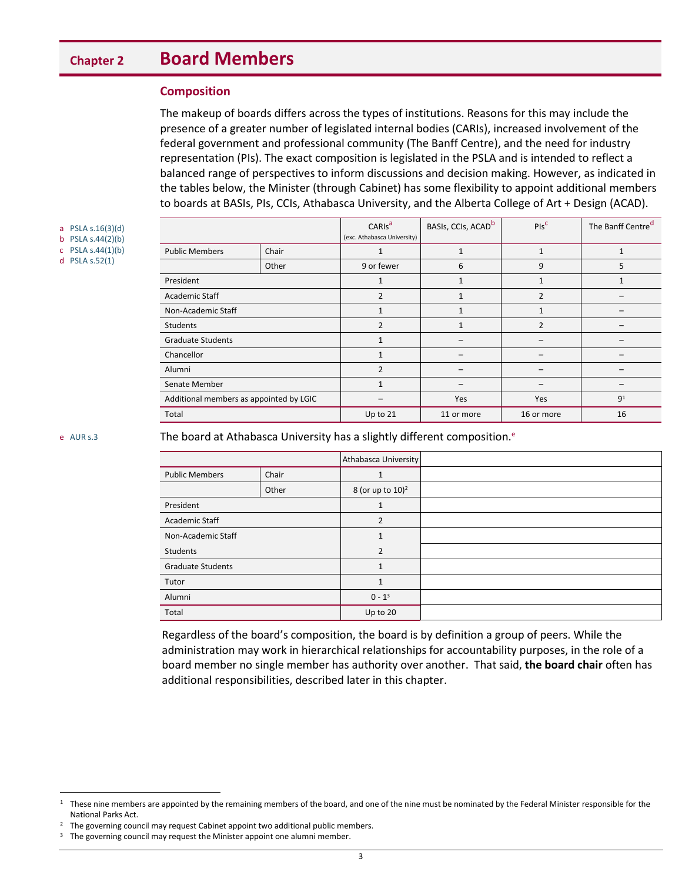# Chapter 2 Board Members

## Composition

The makeup of boards differs across the types of institutions. Reasons for this may include the presence of a greater number of legislated internal bodies (CARIs), increased involvement of the federal government and professional community (The Banff Centre), and the need for industry representation (PIs). The exact composition is legislated in the PSLA and is intended to reflect a balanced range of perspectives to inform discussions and decision making. However, as indicated in the tables below, the Minister (through Cabinet) has some flexibility to appoint additional members to boards at BASIs, PIs, CCIs, Athabasca University, and the Alberta College of Art + Design (ACAD).

a PSLA s.16(3)(d)
b PSLA s.44(2)(b)
c PSLA s.44(1)(b)
d PSLA s.52(1)

| | | CARIs[a] (exc. Athabasca University) | BASIs, CCIs, ACAD[b] | PIs[c] | The Banff Centre[d] |
|---|---|---|---|---|---|
| Public Members | Chair | 1 | 1 | 1 | 1 |
| | Other | 9 or fewer | 6 | 9 | 5 |
| President | | 1 | 1 | 1 | 1 |
| Academic Staff | | 2 | 1 | 2 | – |
| Non-Academic Staff | | 1 | 1 | 1 | – |
| Students | | 2 | 1 | 2 | – |
| Graduate Students | | 1 | – | – | – |
| Chancellor | | 1 | – | – | – |
| Alumni | | 2 | – | – | – |
| Senate Member | | 1 | – | – | – |
| Additional members as appointed by LGIC | | – | Yes | Yes | 9[1] |
| Total | | Up to 21 | 11 or more | 16 or more | 16 |

e AUR s.3

The board at Athabasca University has a slightly different composition.[e]

| | | Athabasca University |
|---|---|---|
| Public Members | Chair | 1 |
| | Other | 8 (or up to 10)[2] |
| President | | 1 |
| Academic Staff | | 2 |
| Non-Academic Staff | | 1 |
| Students | | 2 |
| Graduate Students | | 1 |
| Tutor | | 1 |
| Alumni | | 0 - 1[3] |
| Total | | Up to 20 |

Regardless of the board's composition, the board is by definition a group of peers. While the administration may work in hierarchical relationships for accountability purposes, in the role of a board member no single member has authority over another. That said, **the board chair** often has additional responsibilities, described later in this chapter.

[1] These nine members are appointed by the remaining members of the board, and one of the nine must be nominated by the Federal Minister responsible for the National Parks Act.

[2] The governing council may request Cabinet appoint two additional public members.

[3] The governing council may request the Minister appoint one alumni member.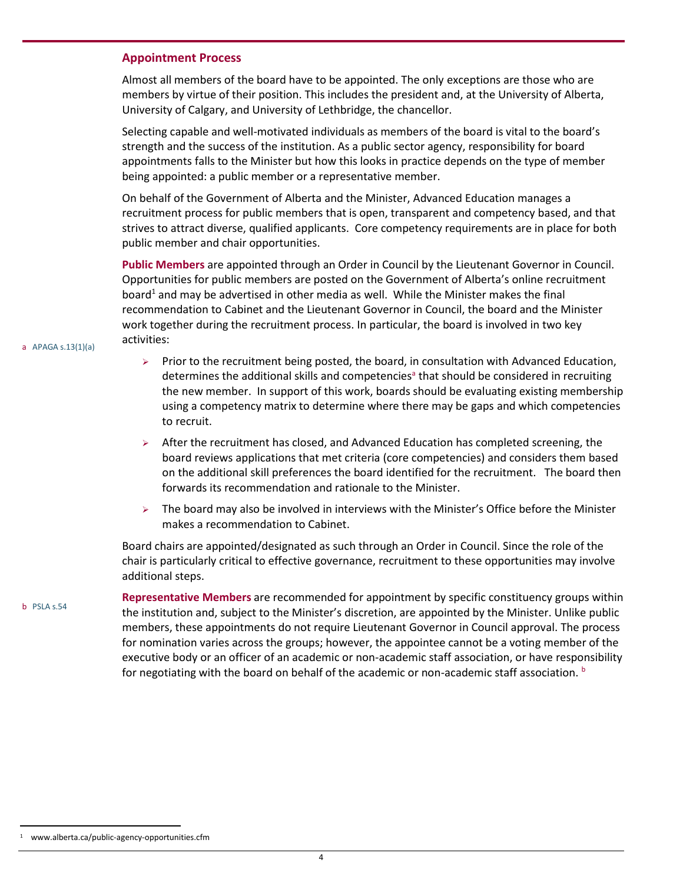## Appointment Process

Almost all members of the board have to be appointed. The only exceptions are those who are members by virtue of their position. This includes the president and, at the University of Alberta, University of Calgary, and University of Lethbridge, the chancellor.

Selecting capable and well-motivated individuals as members of the board is vital to the board's strength and the success of the institution. As a public sector agency, responsibility for board appointments falls to the Minister but how this looks in practice depends on the type of member being appointed: a public member or a representative member.

On behalf of the Government of Alberta and the Minister, Advanced Education manages a recruitment process for public members that is open, transparent and competency based, and that strives to attract diverse, qualified applicants. Core competency requirements are in place for both public member and chair opportunities.

**Public Members** are appointed through an Order in Council by the Lieutenant Governor in Council. Opportunities for public members are posted on the Government of Alberta's online recruitment board[1] and may be advertised in other media as well. While the Minister makes the final recommendation to Cabinet and the Lieutenant Governor in Council, the board and the Minister work together during the recruitment process. In particular, the board is involved in two key activities:

a APAGA s.13(1)(a)

- Prior to the recruitment being posted, the board, in consultation with Advanced Education, determines the additional skills and competencies[a] that should be considered in recruiting the new member. In support of this work, boards should be evaluating existing membership using a competency matrix to determine where there may be gaps and which competencies to recruit.
- After the recruitment has closed, and Advanced Education has completed screening, the board reviews applications that met criteria (core competencies) and considers them based on the additional skill preferences the board identified for the recruitment. The board then forwards its recommendation and rationale to the Minister.
- The board may also be involved in interviews with the Minister's Office before the Minister makes a recommendation to Cabinet.

Board chairs are appointed/designated as such through an Order in Council. Since the role of the chair is particularly critical to effective governance, recruitment to these opportunities may involve additional steps.

b PSLA s.54

**Representative Members** are recommended for appointment by specific constituency groups within the institution and, subject to the Minister's discretion, are appointed by the Minister. Unlike public members, these appointments do not require Lieutenant Governor in Council approval. The process for nomination varies across the groups; however, the appointee cannot be a voting member of the executive body or an officer of an academic or non-academic staff association, or have responsibility for negotiating with the board on behalf of the academic or non-academic staff association. [b]

---

[1] www.alberta.ca/public-agency-opportunities.cfm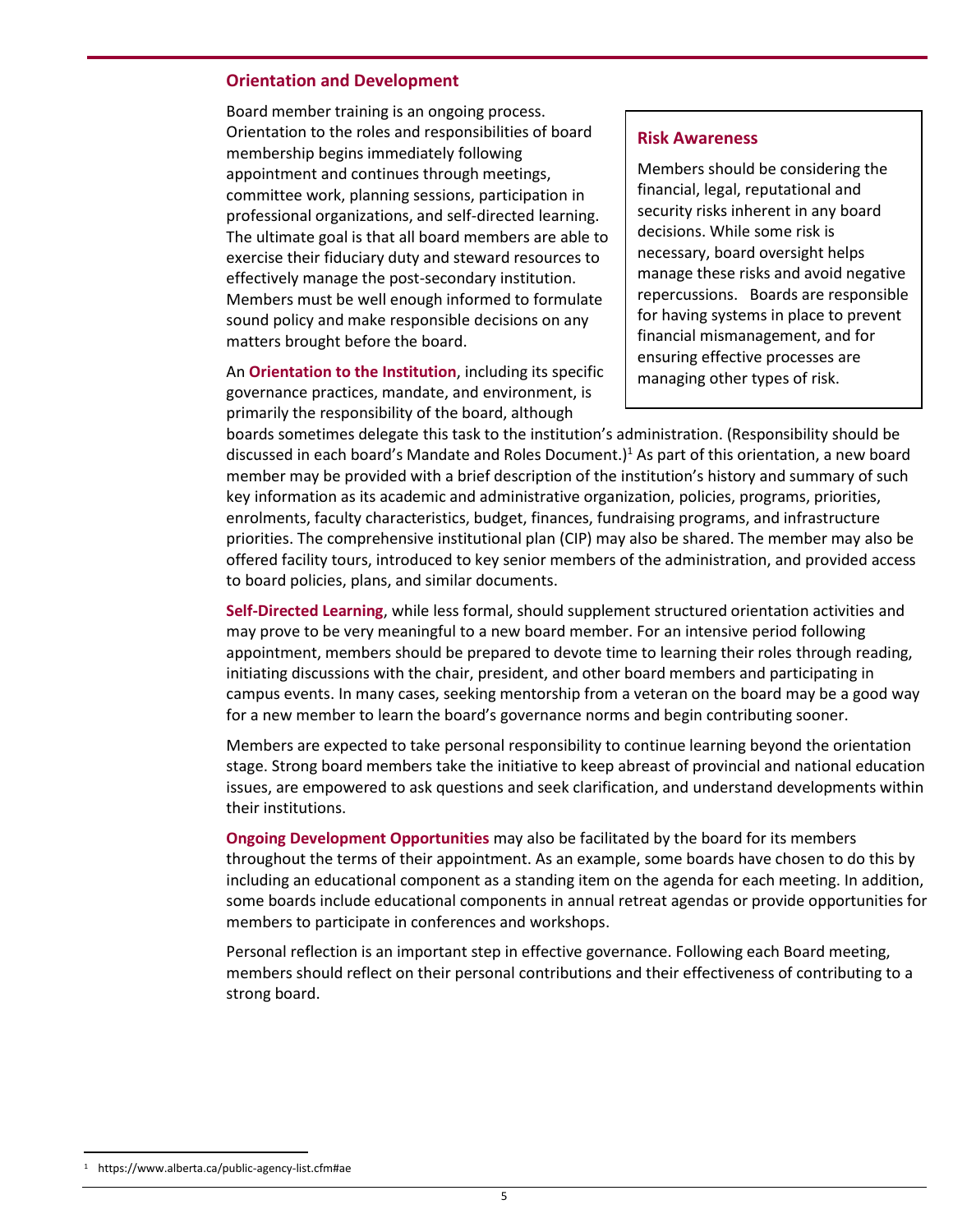## Orientation and Development

Board member training is an ongoing process. Orientation to the roles and responsibilities of board membership begins immediately following appointment and continues through meetings, committee work, planning sessions, participation in professional organizations, and self-directed learning. The ultimate goal is that all board members are able to exercise their fiduciary duty and steward resources to effectively manage the post-secondary institution. Members must be well enough informed to formulate sound policy and make responsible decisions on any matters brought before the board.

> ### Risk Awareness
>
> Members should be considering the financial, legal, reputational and security risks inherent in any board decisions. While some risk is necessary, board oversight helps manage these risks and avoid negative repercussions. Boards are responsible for having systems in place to prevent financial mismanagement, and for ensuring effective processes are managing other types of risk.

An **Orientation to the Institution**, including its specific governance practices, mandate, and environment, is primarily the responsibility of the board, although boards sometimes delegate this task to the institution's administration. (Responsibility should be discussed in each board's Mandate and Roles Document.)[1] As part of this orientation, a new board member may be provided with a brief description of the institution's history and summary of such key information as its academic and administrative organization, policies, programs, priorities, enrolments, faculty characteristics, budget, finances, fundraising programs, and infrastructure priorities. The comprehensive institutional plan (CIP) may also be shared. The member may also be offered facility tours, introduced to key senior members of the administration, and provided access to board policies, plans, and similar documents.

**Self-Directed Learning**, while less formal, should supplement structured orientation activities and may prove to be very meaningful to a new board member. For an intensive period following appointment, members should be prepared to devote time to learning their roles through reading, initiating discussions with the chair, president, and other board members and participating in campus events. In many cases, seeking mentorship from a veteran on the board may be a good way for a new member to learn the board's governance norms and begin contributing sooner.

Members are expected to take personal responsibility to continue learning beyond the orientation stage. Strong board members take the initiative to keep abreast of provincial and national education issues, are empowered to ask questions and seek clarification, and understand developments within their institutions.

**Ongoing Development Opportunities** may also be facilitated by the board for its members throughout the terms of their appointment. As an example, some boards have chosen to do this by including an educational component as a standing item on the agenda for each meeting. In addition, some boards include educational components in annual retreat agendas or provide opportunities for members to participate in conferences and workshops.

Personal reflection is an important step in effective governance. Following each Board meeting, members should reflect on their personal contributions and their effectiveness of contributing to a strong board.

---

[1] https://www.alberta.ca/public-agency-list.cfm#ae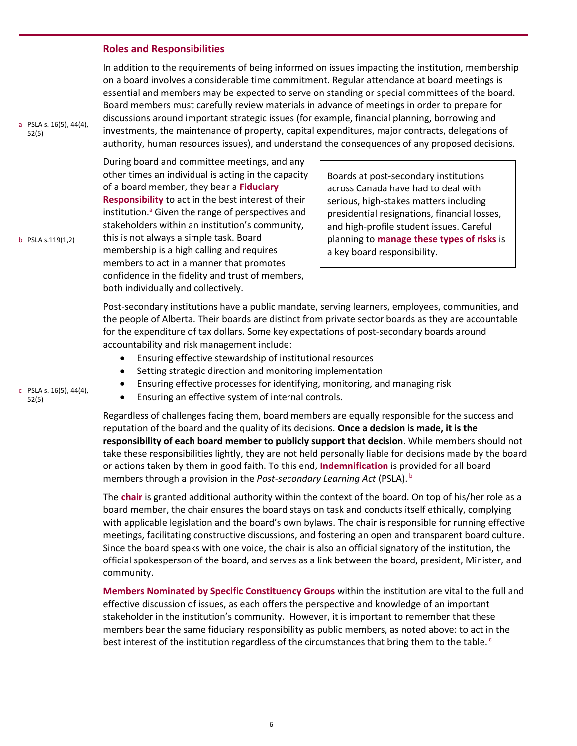## Roles and Responsibilities

In addition to the requirements of being informed on issues impacting the institution, membership on a board involves a considerable time commitment. Regular attendance at board meetings is essential and members may be expected to serve on standing or special committees of the board. Board members must carefully review materials in advance of meetings in order to prepare for discussions around important strategic issues (for example, financial planning, borrowing and investments, the maintenance of property, capital expenditures, major contracts, delegations of authority, human resources issues), and understand the consequences of any proposed decisions.

During board and committee meetings, and any other times an individual is acting in the capacity of a board member, they bear a **Fiduciary Responsibility** to act in the best interest of their institution.[a] Given the range of perspectives and stakeholders within an institution's community, this is not always a simple task. Board membership is a high calling and requires members to act in a manner that promotes confidence in the fidelity and trust of members, both individually and collectively.

> Boards at post-secondary institutions across Canada have had to deal with serious, high-stakes matters including presidential resignations, financial losses, and high-profile student issues. Careful planning to **manage these types of risks** is a key board responsibility.

Post-secondary institutions have a public mandate, serving learners, employees, communities, and the people of Alberta. Their boards are distinct from private sector boards as they are accountable for the expenditure of tax dollars. Some key expectations of post-secondary boards around accountability and risk management include:

- Ensuring effective stewardship of institutional resources
- Setting strategic direction and monitoring implementation
- Ensuring effective processes for identifying, monitoring, and managing risk
- Ensuring an effective system of internal controls.

Regardless of challenges facing them, board members are equally responsible for the success and reputation of the board and the quality of its decisions. **Once a decision is made, it is the responsibility of each board member to publicly support that decision**. While members should not take these responsibilities lightly, they are not held personally liable for decisions made by the board or actions taken by them in good faith. To this end, **Indemnification** is provided for all board members through a provision in the *Post-secondary Learning Act* (PSLA).[b]

The **chair** is granted additional authority within the context of the board. On top of his/her role as a board member, the chair ensures the board stays on task and conducts itself ethically, complying with applicable legislation and the board's own bylaws. The chair is responsible for running effective meetings, facilitating constructive discussions, and fostering an open and transparent board culture. Since the board speaks with one voice, the chair is also an official signatory of the institution, the official spokesperson of the board, and serves as a link between the board, president, Minister, and community.

**Members Nominated by Specific Constituency Groups** within the institution are vital to the full and effective discussion of issues, as each offers the perspective and knowledge of an important stakeholder in the institution's community. However, it is important to remember that these members bear the same fiduciary responsibility as public members, as noted above: to act in the best interest of the institution regardless of the circumstances that bring them to the table.[c]

[a] PSLA s. 16(5), 44(4), 52(5)

[b] PSLA s.119(1,2)

[c] PSLA s. 16(5), 44(4), 52(5)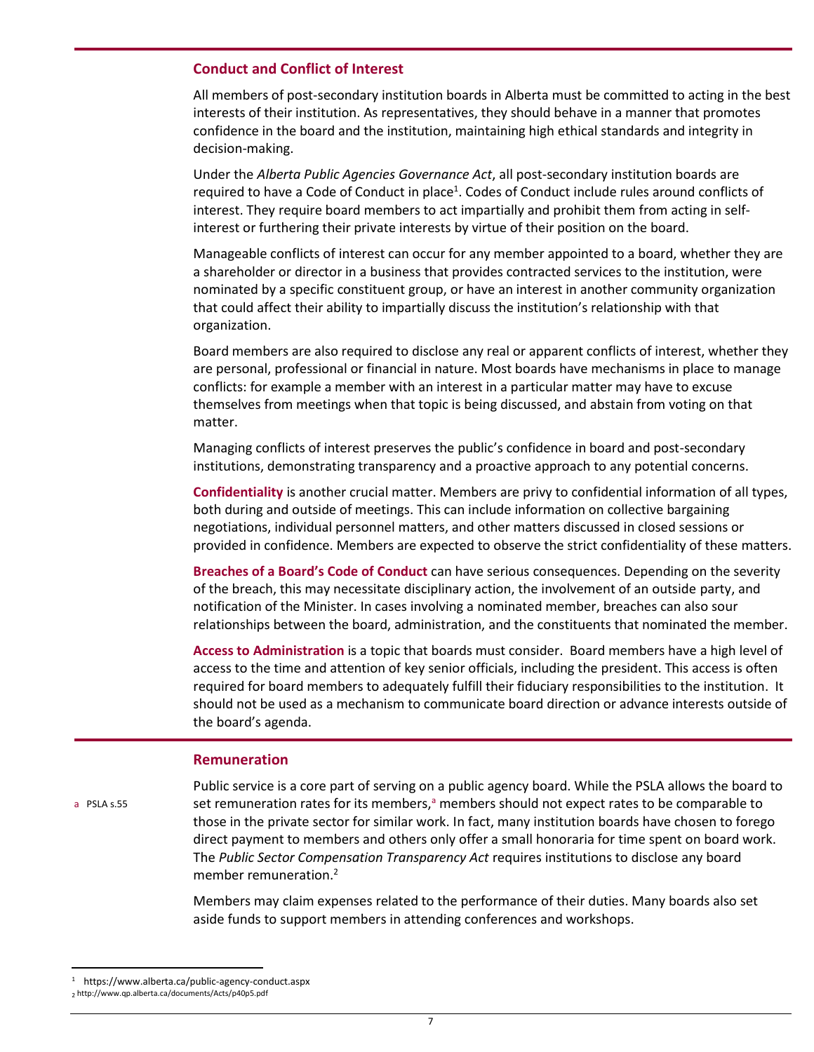## Conduct and Conflict of Interest

All members of post-secondary institution boards in Alberta must be committed to acting in the best interests of their institution. As representatives, they should behave in a manner that promotes confidence in the board and the institution, maintaining high ethical standards and integrity in decision-making.

Under the *Alberta Public Agencies Governance Act*, all post-secondary institution boards are required to have a Code of Conduct in place[1]. Codes of Conduct include rules around conflicts of interest. They require board members to act impartially and prohibit them from acting in self-interest or furthering their private interests by virtue of their position on the board.

Manageable conflicts of interest can occur for any member appointed to a board, whether they are a shareholder or director in a business that provides contracted services to the institution, were nominated by a specific constituent group, or have an interest in another community organization that could affect their ability to impartially discuss the institution's relationship with that organization.

Board members are also required to disclose any real or apparent conflicts of interest, whether they are personal, professional or financial in nature. Most boards have mechanisms in place to manage conflicts: for example a member with an interest in a particular matter may have to excuse themselves from meetings when that topic is being discussed, and abstain from voting on that matter.

Managing conflicts of interest preserves the public's confidence in board and post-secondary institutions, demonstrating transparency and a proactive approach to any potential concerns.

**Confidentiality** is another crucial matter. Members are privy to confidential information of all types, both during and outside of meetings. This can include information on collective bargaining negotiations, individual personnel matters, and other matters discussed in closed sessions or provided in confidence. Members are expected to observe the strict confidentiality of these matters.

**Breaches of a Board's Code of Conduct** can have serious consequences. Depending on the severity of the breach, this may necessitate disciplinary action, the involvement of an outside party, and notification of the Minister. In cases involving a nominated member, breaches can also sour relationships between the board, administration, and the constituents that nominated the member.

**Access to Administration** is a topic that boards must consider. Board members have a high level of access to the time and attention of key senior officials, including the president. This access is often required for board members to adequately fulfill their fiduciary responsibilities to the institution. It should not be used as a mechanism to communicate board direction or advance interests outside of the board's agenda.

## Remuneration

Public service is a core part of serving on a public agency board. While the PSLA allows the board to set remuneration rates for its members,[a] members should not expect rates to be comparable to those in the private sector for similar work. In fact, many institution boards have chosen to forego direct payment to members and others only offer a small honoraria for time spent on board work. The *Public Sector Compensation Transparency Act* requires institutions to disclose any board member remuneration.[2]

Members may claim expenses related to the performance of their duties. Many boards also set aside funds to support members in attending conferences and workshops.

[a] PSLA s.55

[1] https://www.alberta.ca/public-agency-conduct.aspx

[2] http://www.qp.alberta.ca/documents/Acts/p40p5.pdf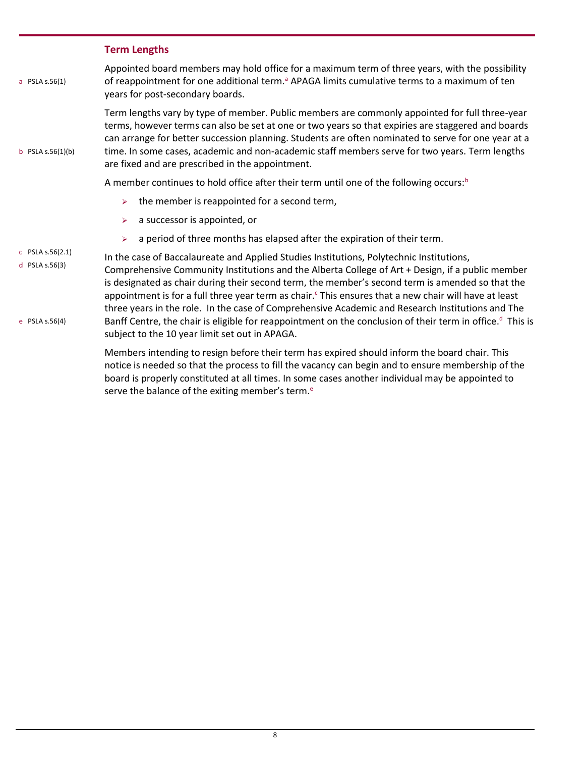## Term Lengths

Appointed board members may hold office for a maximum term of three years, with the possibility of reappointment for one additional term.[a] APAGA limits cumulative terms to a maximum of ten years for post-secondary boards.

Term lengths vary by type of member. Public members are commonly appointed for full three-year terms, however terms can also be set at one or two years so that expiries are staggered and boards can arrange for better succession planning. Students are often nominated to serve for one year at a time. In some cases, academic and non-academic staff members serve for two years. Term lengths are fixed and are prescribed in the appointment.

A member continues to hold office after their term until one of the following occurs:[b]

- the member is reappointed for a second term,
- a successor is appointed, or
- a period of three months has elapsed after the expiration of their term.

In the case of Baccalaureate and Applied Studies Institutions, Polytechnic Institutions, Comprehensive Community Institutions and the Alberta College of Art + Design, if a public member is designated as chair during their second term, the member's second term is amended so that the appointment is for a full three year term as chair.[c] This ensures that a new chair will have at least three years in the role. In the case of Comprehensive Academic and Research Institutions and The Banff Centre, the chair is eligible for reappointment on the conclusion of their term in office.[d] This is subject to the 10 year limit set out in APAGA.

Members intending to resign before their term has expired should inform the board chair. This notice is needed so that the process to fill the vacancy can begin and to ensure membership of the board is properly constituted at all times. In some cases another individual may be appointed to serve the balance of the exiting member's term.[e]

a PSLA s.56(1)
b PSLA s.56(1)(b)
c PSLA s.56(2.1)
d PSLA s.56(3)
e PSLA s.56(4)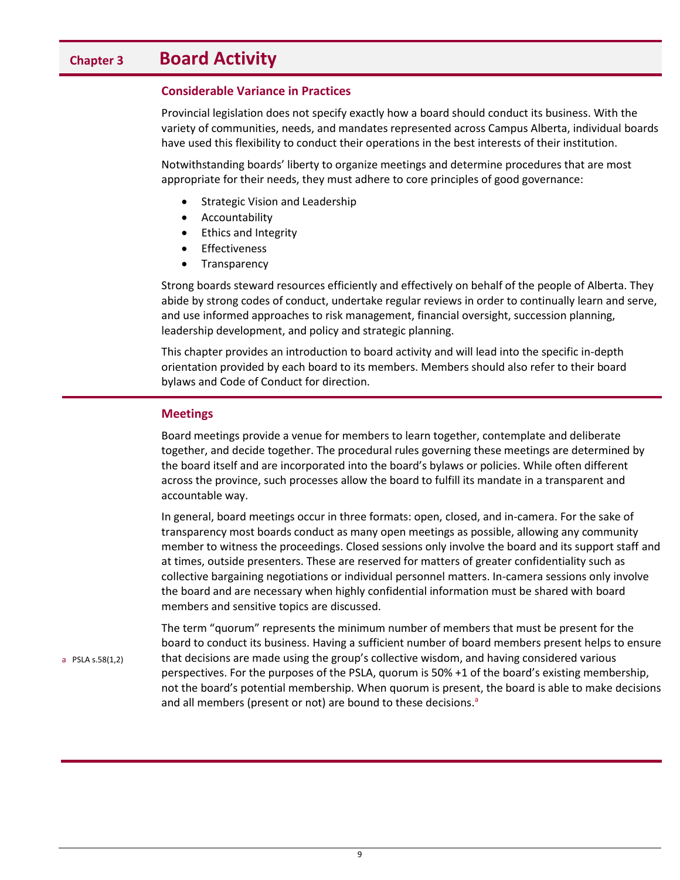# Chapter 3 Board Activity

## Considerable Variance in Practices

Provincial legislation does not specify exactly how a board should conduct its business. With the variety of communities, needs, and mandates represented across Campus Alberta, individual boards have used this flexibility to conduct their operations in the best interests of their institution.

Notwithstanding boards' liberty to organize meetings and determine procedures that are most appropriate for their needs, they must adhere to core principles of good governance:

- Strategic Vision and Leadership
- Accountability
- Ethics and Integrity
- Effectiveness
- Transparency

Strong boards steward resources efficiently and effectively on behalf of the people of Alberta. They abide by strong codes of conduct, undertake regular reviews in order to continually learn and serve, and use informed approaches to risk management, financial oversight, succession planning, leadership development, and policy and strategic planning.

This chapter provides an introduction to board activity and will lead into the specific in-depth orientation provided by each board to its members. Members should also refer to their board bylaws and Code of Conduct for direction.

## Meetings

Board meetings provide a venue for members to learn together, contemplate and deliberate together, and decide together. The procedural rules governing these meetings are determined by the board itself and are incorporated into the board's bylaws or policies. While often different across the province, such processes allow the board to fulfill its mandate in a transparent and accountable way.

In general, board meetings occur in three formats: open, closed, and in-camera. For the sake of transparency most boards conduct as many open meetings as possible, allowing any community member to witness the proceedings. Closed sessions only involve the board and its support staff and at times, outside presenters. These are reserved for matters of greater confidentiality such as collective bargaining negotiations or individual personnel matters. In-camera sessions only involve the board and are necessary when highly confidential information must be shared with board members and sensitive topics are discussed.

The term "quorum" represents the minimum number of members that must be present for the board to conduct its business. Having a sufficient number of board members present helps to ensure that decisions are made using the group's collective wisdom, and having considered various perspectives. For the purposes of the PSLA, quorum is 50% +1 of the board's existing membership, not the board's potential membership. When quorum is present, the board is able to make decisions and all members (present or not) are bound to these decisions.[a]

[a] PSLA s.58(1,2)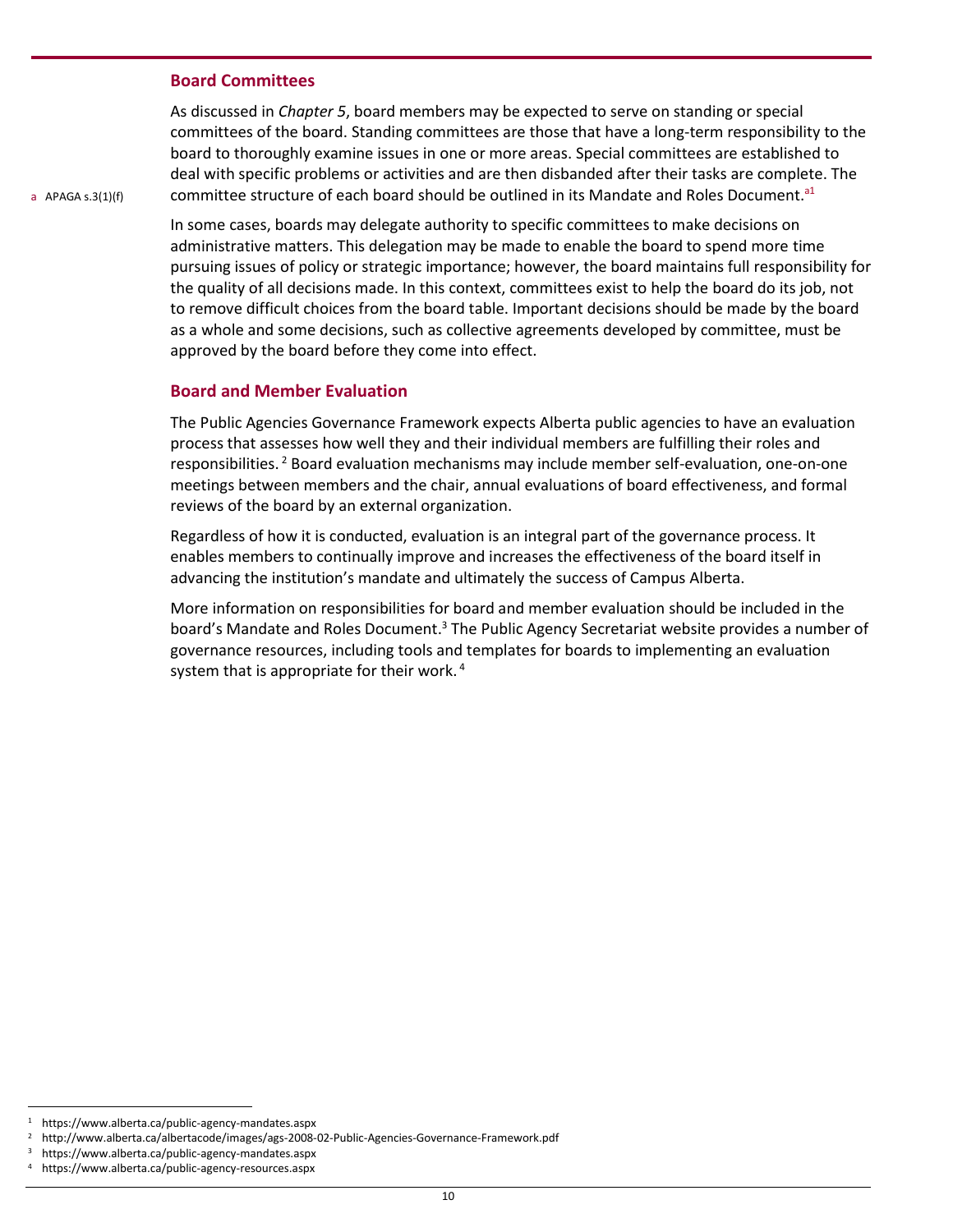## Board Committees

As discussed in *Chapter 5*, board members may be expected to serve on standing or special committees of the board. Standing committees are those that have a long-term responsibility to the board to thoroughly examine issues in one or more areas. Special committees are established to deal with specific problems or activities and are then disbanded after their tasks are complete. The committee structure of each board should be outlined in its Mandate and Roles Document.[a1]

[a] APAGA s.3(1)(f)

In some cases, boards may delegate authority to specific committees to make decisions on administrative matters. This delegation may be made to enable the board to spend more time pursuing issues of policy or strategic importance; however, the board maintains full responsibility for the quality of all decisions made. In this context, committees exist to help the board do its job, not to remove difficult choices from the board table. Important decisions should be made by the board as a whole and some decisions, such as collective agreements developed by committee, must be approved by the board before they come into effect.

## Board and Member Evaluation

The Public Agencies Governance Framework expects Alberta public agencies to have an evaluation process that assesses how well they and their individual members are fulfilling their roles and responsibilities.[2] Board evaluation mechanisms may include member self-evaluation, one-on-one meetings between members and the chair, annual evaluations of board effectiveness, and formal reviews of the board by an external organization.

Regardless of how it is conducted, evaluation is an integral part of the governance process. It enables members to continually improve and increases the effectiveness of the board itself in advancing the institution's mandate and ultimately the success of Campus Alberta.

More information on responsibilities for board and member evaluation should be included in the board's Mandate and Roles Document.[3] The Public Agency Secretariat website provides a number of governance resources, including tools and templates for boards to implementing an evaluation system that is appropriate for their work.[4]

---

[1] https://www.alberta.ca/public-agency-mandates.aspx

[2] http://www.alberta.ca/albertacode/images/ags-2008-02-Public-Agencies-Governance-Framework.pdf

[3] https://www.alberta.ca/public-agency-mandates.aspx

[4] https://www.alberta.ca/public-agency-resources.aspx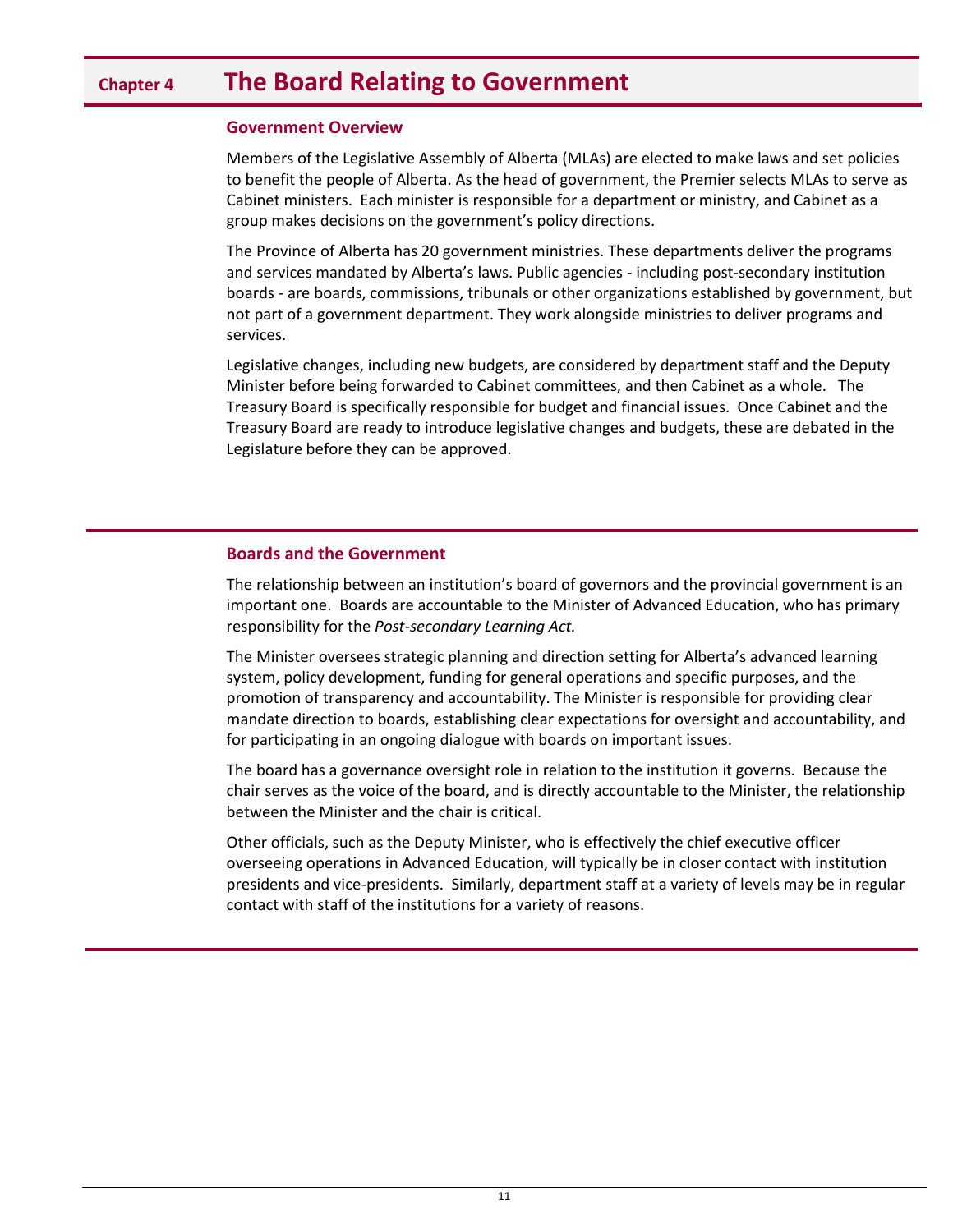# Chapter 4 The Board Relating to Government

## Government Overview

Members of the Legislative Assembly of Alberta (MLAs) are elected to make laws and set policies to benefit the people of Alberta. As the head of government, the Premier selects MLAs to serve as Cabinet ministers. Each minister is responsible for a department or ministry, and Cabinet as a group makes decisions on the government's policy directions.

The Province of Alberta has 20 government ministries. These departments deliver the programs and services mandated by Alberta's laws. Public agencies - including post-secondary institution boards - are boards, commissions, tribunals or other organizations established by government, but not part of a government department. They work alongside ministries to deliver programs and services.

Legislative changes, including new budgets, are considered by department staff and the Deputy Minister before being forwarded to Cabinet committees, and then Cabinet as a whole. The Treasury Board is specifically responsible for budget and financial issues. Once Cabinet and the Treasury Board are ready to introduce legislative changes and budgets, these are debated in the Legislature before they can be approved.

## Boards and the Government

The relationship between an institution's board of governors and the provincial government is an important one. Boards are accountable to the Minister of Advanced Education, who has primary responsibility for the *Post-secondary Learning Act.*

The Minister oversees strategic planning and direction setting for Alberta's advanced learning system, policy development, funding for general operations and specific purposes, and the promotion of transparency and accountability. The Minister is responsible for providing clear mandate direction to boards, establishing clear expectations for oversight and accountability, and for participating in an ongoing dialogue with boards on important issues.

The board has a governance oversight role in relation to the institution it governs. Because the chair serves as the voice of the board, and is directly accountable to the Minister, the relationship between the Minister and the chair is critical.

Other officials, such as the Deputy Minister, who is effectively the chief executive officer overseeing operations in Advanced Education, will typically be in closer contact with institution presidents and vice-presidents. Similarly, department staff at a variety of levels may be in regular contact with staff of the institutions for a variety of reasons.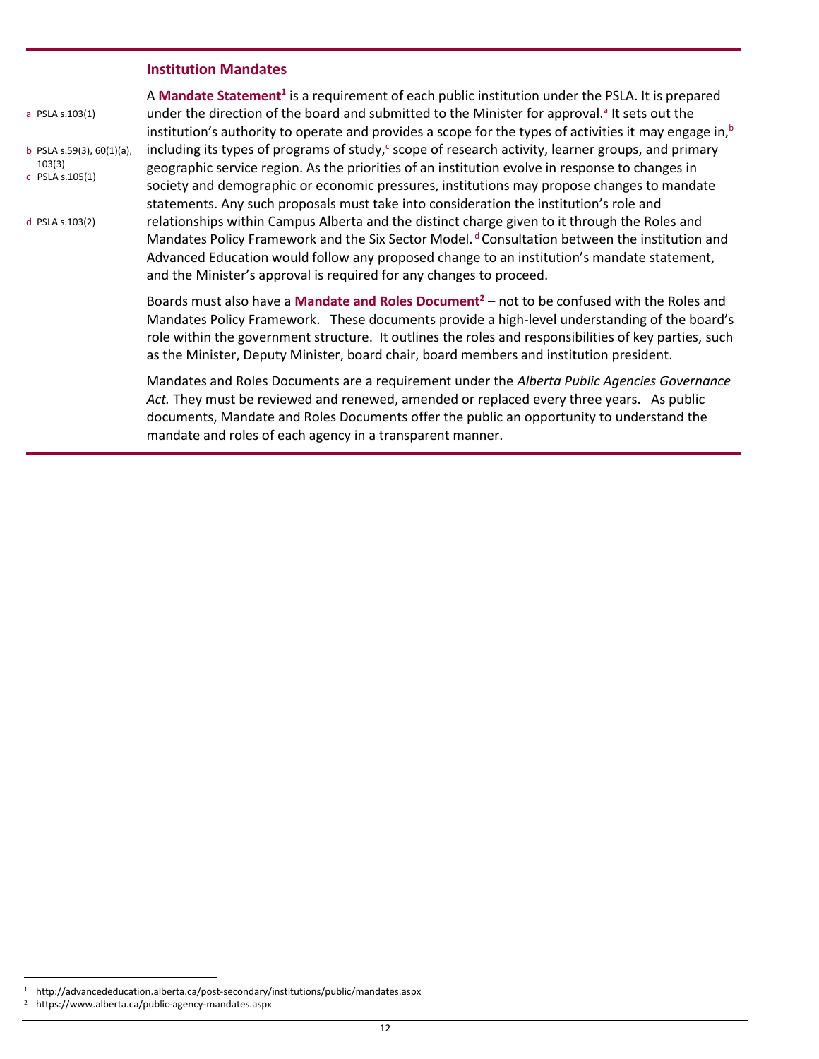## Institution Mandates

A **Mandate Statement**[1] is a requirement of each public institution under the PSLA. It is prepared under the direction of the board and submitted to the Minister for approval.[a] It sets out the institution's authority to operate and provides a scope for the types of activities it may engage in,[b] including its types of programs of study,[c] scope of research activity, learner groups, and primary geographic service region. As the priorities of an institution evolve in response to changes in society and demographic or economic pressures, institutions may propose changes to mandate statements. Any such proposals must take into consideration the institution's role and relationships within Campus Alberta and the distinct charge given to it through the Roles and Mandates Policy Framework and the Six Sector Model.[d] Consultation between the institution and Advanced Education would follow any proposed change to an institution's mandate statement, and the Minister's approval is required for any changes to proceed.

Boards must also have a **Mandate and Roles Document**[2] – not to be confused with the Roles and Mandates Policy Framework. These documents provide a high-level understanding of the board's role within the government structure. It outlines the roles and responsibilities of key parties, such as the Minister, Deputy Minister, board chair, board members and institution president.

Mandates and Roles Documents are a requirement under the *Alberta Public Agencies Governance Act.* They must be reviewed and renewed, amended or replaced every three years. As public documents, Mandate and Roles Documents offer the public an opportunity to understand the mandate and roles of each agency in a transparent manner.

a PSLA s.103(1)

b PSLA s.59(3), 60(1)(a), 103(3)

c PSLA s.105(1)

d PSLA s.103(2)

[1] http://advancededucation.alberta.ca/post-secondary/institutions/public/mandates.aspx

[2] https://www.alberta.ca/public-agency-mandates.aspx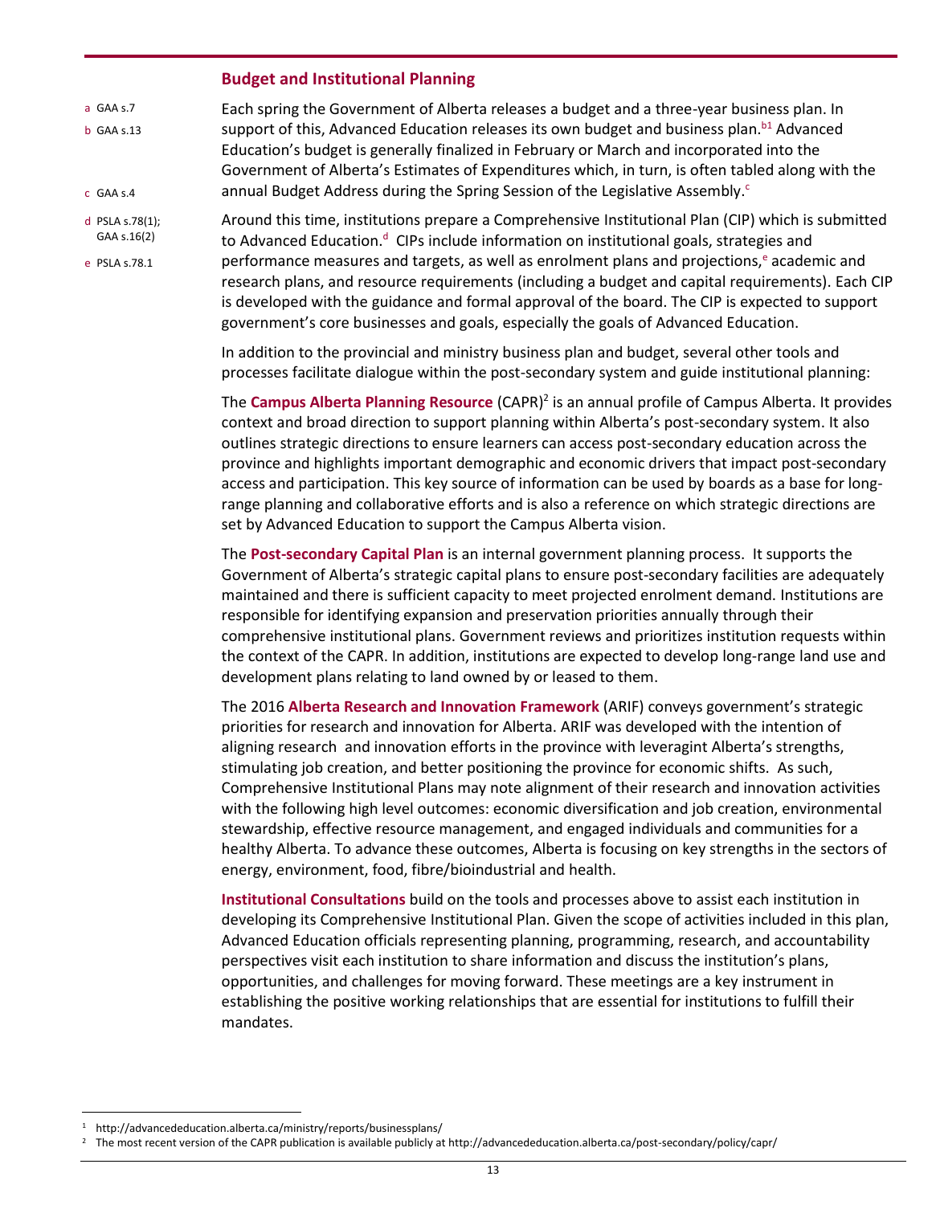## Budget and Institutional Planning

Each spring the Government of Alberta releases a budget and a three-year business plan.[a] In support of this, Advanced Education releases its own budget and business plan.[b1] Advanced Education's budget is generally finalized in February or March and incorporated into the Government of Alberta's Estimates of Expenditures which, in turn, is often tabled along with the annual Budget Address during the Spring Session of the Legislative Assembly.[c]

Around this time, institutions prepare a Comprehensive Institutional Plan (CIP) which is submitted to Advanced Education.[d] CIPs include information on institutional goals, strategies and performance measures and targets, as well as enrolment plans and projections,[e] academic and research plans, and resource requirements (including a budget and capital requirements). Each CIP is developed with the guidance and formal approval of the board. The CIP is expected to support government's core businesses and goals, especially the goals of Advanced Education.

a GAA s.7
b GAA s.13
c GAA s.4
d PSLA s.78(1); GAA s.16(2)
e PSLA s.78.1

In addition to the provincial and ministry business plan and budget, several other tools and processes facilitate dialogue within the post-secondary system and guide institutional planning:

The **Campus Alberta Planning Resource** (CAPR)[2] is an annual profile of Campus Alberta. It provides context and broad direction to support planning within Alberta's post-secondary system. It also outlines strategic directions to ensure learners can access post-secondary education across the province and highlights important demographic and economic drivers that impact post-secondary access and participation. This key source of information can be used by boards as a base for long-range planning and collaborative efforts and is also a reference on which strategic directions are set by Advanced Education to support the Campus Alberta vision.

The **Post-secondary Capital Plan** is an internal government planning process. It supports the Government of Alberta's strategic capital plans to ensure post-secondary facilities are adequately maintained and there is sufficient capacity to meet projected enrolment demand. Institutions are responsible for identifying expansion and preservation priorities annually through their comprehensive institutional plans. Government reviews and prioritizes institution requests within the context of the CAPR. In addition, institutions are expected to develop long-range land use and development plans relating to land owned by or leased to them.

The 2016 **Alberta Research and Innovation Framework** (ARIF) conveys government's strategic priorities for research and innovation for Alberta. ARIF was developed with the intention of aligning research and innovation efforts in the province with leveragint Alberta's strengths, stimulating job creation, and better positioning the province for economic shifts. As such, Comprehensive Institutional Plans may note alignment of their research and innovation activities with the following high level outcomes: economic diversification and job creation, environmental stewardship, effective resource management, and engaged individuals and communities for a healthy Alberta. To advance these outcomes, Alberta is focusing on key strengths in the sectors of energy, environment, food, fibre/bioindustrial and health.

**Institutional Consultations** build on the tools and processes above to assist each institution in developing its Comprehensive Institutional Plan. Given the scope of activities included in this plan, Advanced Education officials representing planning, programming, research, and accountability perspectives visit each institution to share information and discuss the institution's plans, opportunities, and challenges for moving forward. These meetings are a key instrument in establishing the positive working relationships that are essential for institutions to fulfill their mandates.

[1] http://advancededucation.alberta.ca/ministry/reports/businessplans/

[2] The most recent version of the CAPR publication is available publicly at http://advancededucation.alberta.ca/post-secondary/policy/capr/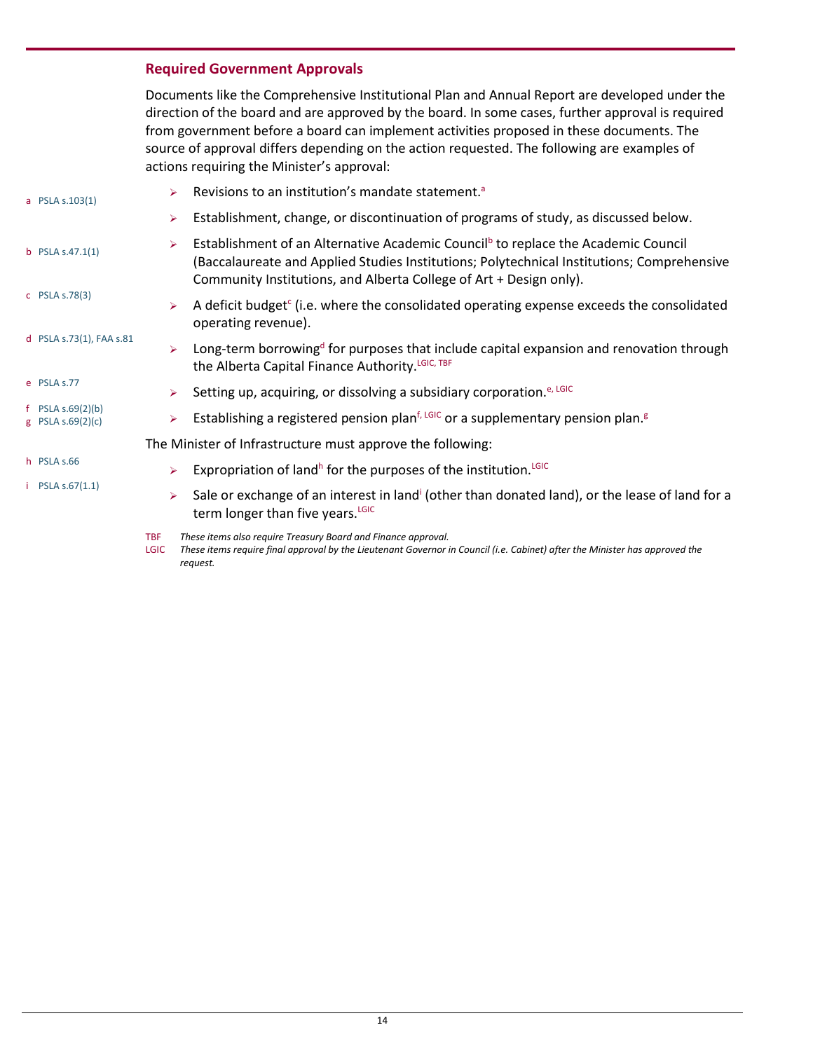## Required Government Approvals

Documents like the Comprehensive Institutional Plan and Annual Report are developed under the direction of the board and are approved by the board. In some cases, further approval is required from government before a board can implement activities proposed in these documents. The source of approval differs depending on the action requested. The following are examples of actions requiring the Minister's approval:

- Revisions to an institution's mandate statement.[a]
- Establishment, change, or discontinuation of programs of study, as discussed below.
- Establishment of an Alternative Academic Council[b] to replace the Academic Council (Baccalaureate and Applied Studies Institutions; Polytechnical Institutions; Comprehensive Community Institutions, and Alberta College of Art + Design only).
- A deficit budget[c] (i.e. where the consolidated operating expense exceeds the consolidated operating revenue).
- Long-term borrowing[d] for purposes that include capital expansion and renovation through the Alberta Capital Finance Authority.[LGIC, TBF]
- Setting up, acquiring, or dissolving a subsidiary corporation.[e, LGIC]
- Establishing a registered pension plan[f, LGIC] or a supplementary pension plan.[g]

The Minister of Infrastructure must approve the following:

- Expropriation of land[h] for the purposes of the institution.[LGIC]
- Sale or exchange of an interest in land[i] (other than donated land), or the lease of land for a term longer than five years.[LGIC]

TBF *These items also require Treasury Board and Finance approval.*
LGIC *These items require final approval by the Lieutenant Governor in Council (i.e. Cabinet) after the Minister has approved the request.*

a PSLA s.103(1)
b PSLA s.47.1(1)
c PSLA s.78(3)
d PSLA s.73(1), FAA s.81
e PSLA s.77
f PSLA s.69(2)(b)
g PSLA s.69(2)(c)
h PSLA s.66
i PSLA s.67(1.1)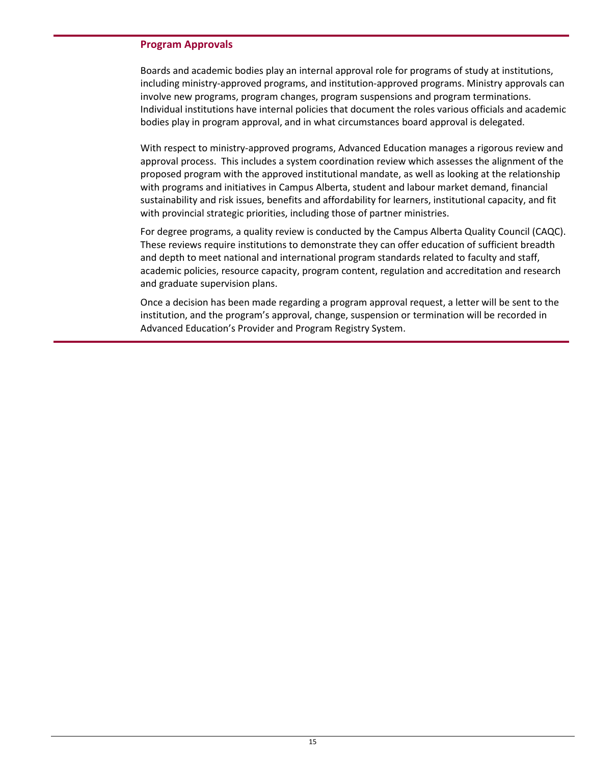### Program Approvals

Boards and academic bodies play an internal approval role for programs of study at institutions, including ministry-approved programs, and institution-approved programs. Ministry approvals can involve new programs, program changes, program suspensions and program terminations. Individual institutions have internal policies that document the roles various officials and academic bodies play in program approval, and in what circumstances board approval is delegated.

With respect to ministry-approved programs, Advanced Education manages a rigorous review and approval process. This includes a system coordination review which assesses the alignment of the proposed program with the approved institutional mandate, as well as looking at the relationship with programs and initiatives in Campus Alberta, student and labour market demand, financial sustainability and risk issues, benefits and affordability for learners, institutional capacity, and fit with provincial strategic priorities, including those of partner ministries.

For degree programs, a quality review is conducted by the Campus Alberta Quality Council (CAQC). These reviews require institutions to demonstrate they can offer education of sufficient breadth and depth to meet national and international program standards related to faculty and staff, academic policies, resource capacity, program content, regulation and accreditation and research and graduate supervision plans.

Once a decision has been made regarding a program approval request, a letter will be sent to the institution, and the program's approval, change, suspension or termination will be recorded in Advanced Education's Provider and Program Registry System.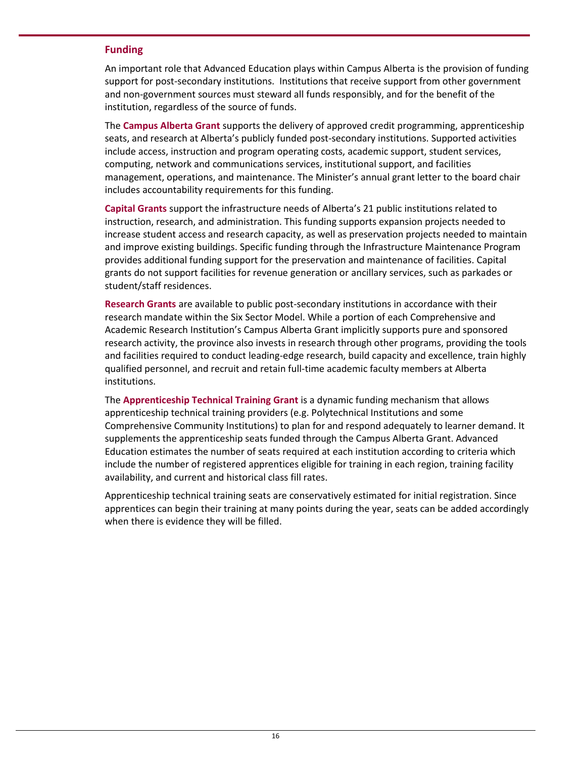## Funding

An important role that Advanced Education plays within Campus Alberta is the provision of funding support for post-secondary institutions. Institutions that receive support from other government and non-government sources must steward all funds responsibly, and for the benefit of the institution, regardless of the source of funds.

The **Campus Alberta Grant** supports the delivery of approved credit programming, apprenticeship seats, and research at Alberta's publicly funded post-secondary institutions. Supported activities include access, instruction and program operating costs, academic support, student services, computing, network and communications services, institutional support, and facilities management, operations, and maintenance. The Minister's annual grant letter to the board chair includes accountability requirements for this funding.

**Capital Grants** support the infrastructure needs of Alberta's 21 public institutions related to instruction, research, and administration. This funding supports expansion projects needed to increase student access and research capacity, as well as preservation projects needed to maintain and improve existing buildings. Specific funding through the Infrastructure Maintenance Program provides additional funding support for the preservation and maintenance of facilities. Capital grants do not support facilities for revenue generation or ancillary services, such as parkades or student/staff residences.

**Research Grants** are available to public post-secondary institutions in accordance with their research mandate within the Six Sector Model. While a portion of each Comprehensive and Academic Research Institution's Campus Alberta Grant implicitly supports pure and sponsored research activity, the province also invests in research through other programs, providing the tools and facilities required to conduct leading-edge research, build capacity and excellence, train highly qualified personnel, and recruit and retain full-time academic faculty members at Alberta institutions.

The **Apprenticeship Technical Training Grant** is a dynamic funding mechanism that allows apprenticeship technical training providers (e.g. Polytechnical Institutions and some Comprehensive Community Institutions) to plan for and respond adequately to learner demand. It supplements the apprenticeship seats funded through the Campus Alberta Grant. Advanced Education estimates the number of seats required at each institution according to criteria which include the number of registered apprentices eligible for training in each region, training facility availability, and current and historical class fill rates.

Apprenticeship technical training seats are conservatively estimated for initial registration. Since apprentices can begin their training at many points during the year, seats can be added accordingly when there is evidence they will be filled.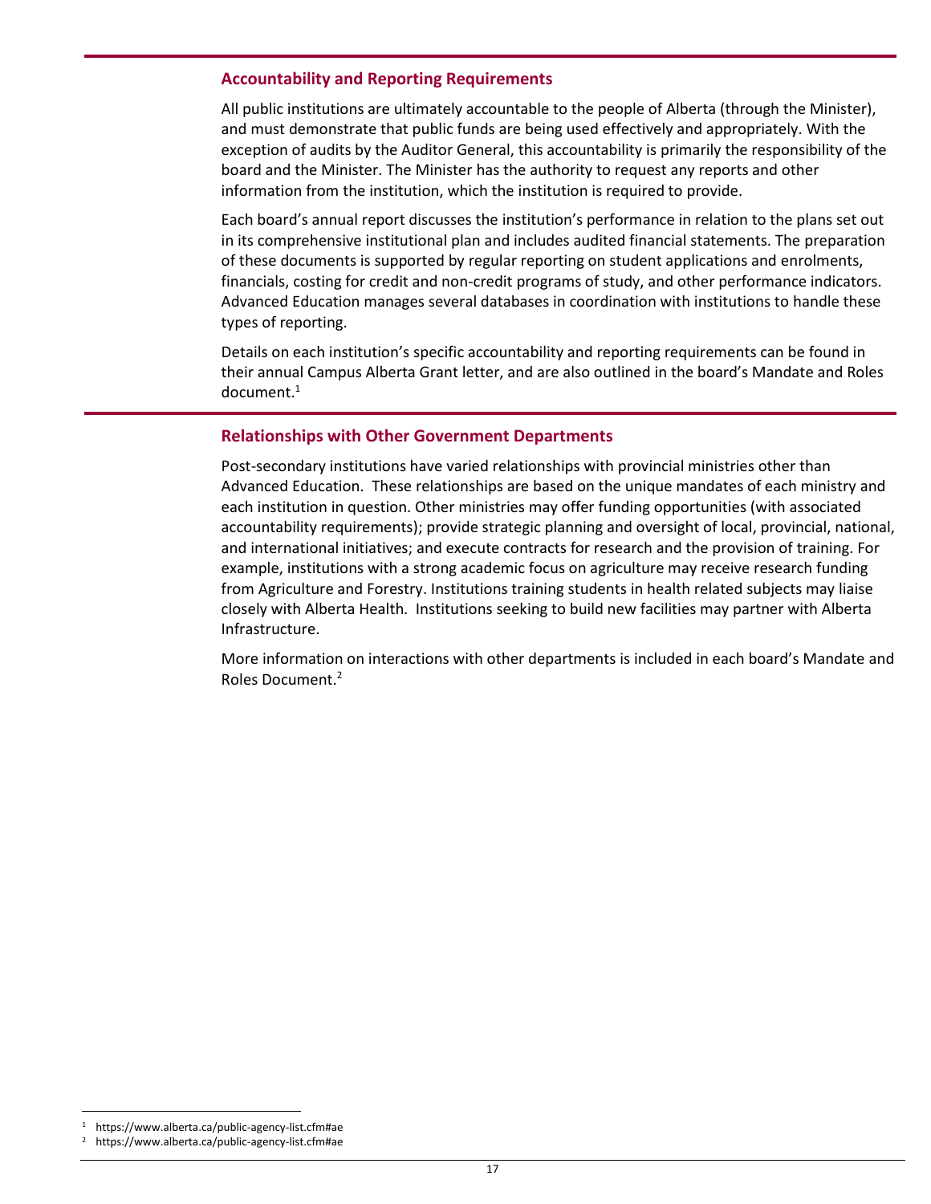## Accountability and Reporting Requirements

All public institutions are ultimately accountable to the people of Alberta (through the Minister), and must demonstrate that public funds are being used effectively and appropriately. With the exception of audits by the Auditor General, this accountability is primarily the responsibility of the board and the Minister. The Minister has the authority to request any reports and other information from the institution, which the institution is required to provide.

Each board's annual report discusses the institution's performance in relation to the plans set out in its comprehensive institutional plan and includes audited financial statements. The preparation of these documents is supported by regular reporting on student applications and enrolments, financials, costing for credit and non-credit programs of study, and other performance indicators. Advanced Education manages several databases in coordination with institutions to handle these types of reporting.

Details on each institution's specific accountability and reporting requirements can be found in their annual Campus Alberta Grant letter, and are also outlined in the board's Mandate and Roles document.[1]

## Relationships with Other Government Departments

Post-secondary institutions have varied relationships with provincial ministries other than Advanced Education. These relationships are based on the unique mandates of each ministry and each institution in question. Other ministries may offer funding opportunities (with associated accountability requirements); provide strategic planning and oversight of local, provincial, national, and international initiatives; and execute contracts for research and the provision of training. For example, institutions with a strong academic focus on agriculture may receive research funding from Agriculture and Forestry. Institutions training students in health related subjects may liaise closely with Alberta Health. Institutions seeking to build new facilities may partner with Alberta Infrastructure.

More information on interactions with other departments is included in each board's Mandate and Roles Document.[2]

---

[1] https://www.alberta.ca/public-agency-list.cfm#ae

[2] https://www.alberta.ca/public-agency-list.cfm#ae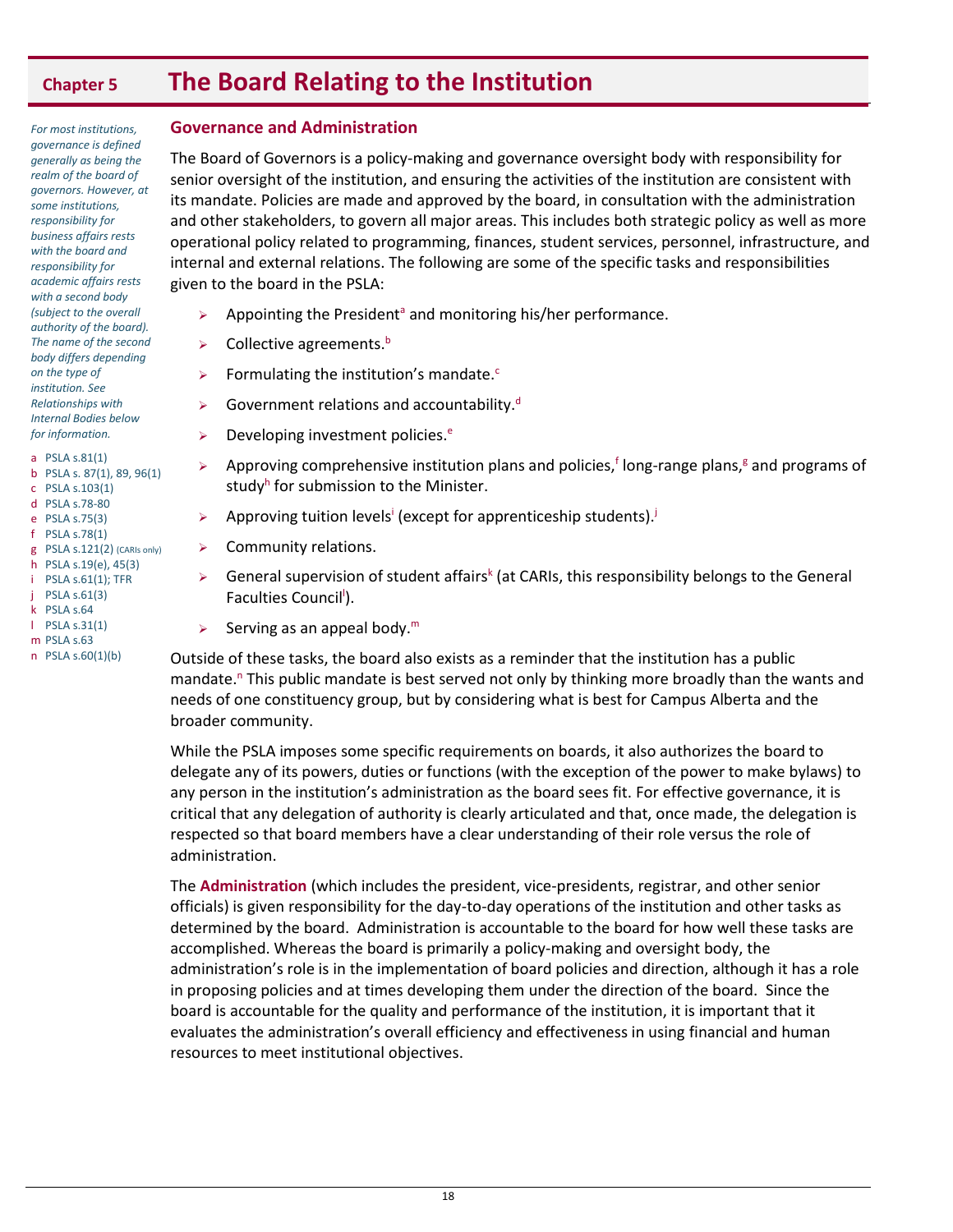# Chapter 5 The Board Relating to the Institution

*For most institutions, governance is defined generally as being the realm of the board of governors. However, at some institutions, responsibility for business affairs rests with the board and responsibility for academic affairs rests with a second body (subject to the overall authority of the board). The name of the second body differs depending on the type of institution. See Relationships with Internal Bodies below for information.*

## Governance and Administration

The Board of Governors is a policy-making and governance oversight body with responsibility for senior oversight of the institution, and ensuring the activities of the institution are consistent with its mandate. Policies are made and approved by the board, in consultation with the administration and other stakeholders, to govern all major areas. This includes both strategic policy as well as more operational policy related to programming, finances, student services, personnel, infrastructure, and internal and external relations. The following are some of the specific tasks and responsibilities given to the board in the PSLA:

- Appointing the President[a] and monitoring his/her performance.
- Collective agreements.[b]
- Formulating the institution's mandate.[c]
- Government relations and accountability.[d]
- Developing investment policies.[e]
- Approving comprehensive institution plans and policies,[f] long-range plans,[g] and programs of study[h] for submission to the Minister.
- Approving tuition levels[i] (except for apprenticeship students).[j]
- Community relations.
- General supervision of student affairs[k] (at CARIs, this responsibility belongs to the General Faculties Council[l]).
- Serving as an appeal body.[m]

Outside of these tasks, the board also exists as a reminder that the institution has a public mandate.[n] This public mandate is best served not only by thinking more broadly than the wants and needs of one constituency group, but by considering what is best for Campus Alberta and the broader community.

While the PSLA imposes some specific requirements on boards, it also authorizes the board to delegate any of its powers, duties or functions (with the exception of the power to make bylaws) to any person in the institution's administration as the board sees fit. For effective governance, it is critical that any delegation of authority is clearly articulated and that, once made, the delegation is respected so that board members have a clear understanding of their role versus the role of administration.

The **Administration** (which includes the president, vice-presidents, registrar, and other senior officials) is given responsibility for the day-to-day operations of the institution and other tasks as determined by the board. Administration is accountable to the board for how well these tasks are accomplished. Whereas the board is primarily a policy-making and oversight body, the administration's role is in the implementation of board policies and direction, although it has a role in proposing policies and at times developing them under the direction of the board. Since the board is accountable for the quality and performance of the institution, it is important that it evaluates the administration's overall efficiency and effectiveness in using financial and human resources to meet institutional objectives.

a PSLA s.81(1)
b PSLA s. 87(1), 89, 96(1)
c PSLA s.103(1)
d PSLA s.78-80
e PSLA s.75(3)
f PSLA s.78(1)
g PSLA s.121(2) (CARIs only)
h PSLA s.19(e), 45(3)
i PSLA s.61(1); TFR
j PSLA s.61(3)
k PSLA s.64
l PSLA s.31(1)
m PSLA s.63
n PSLA s.60(1)(b)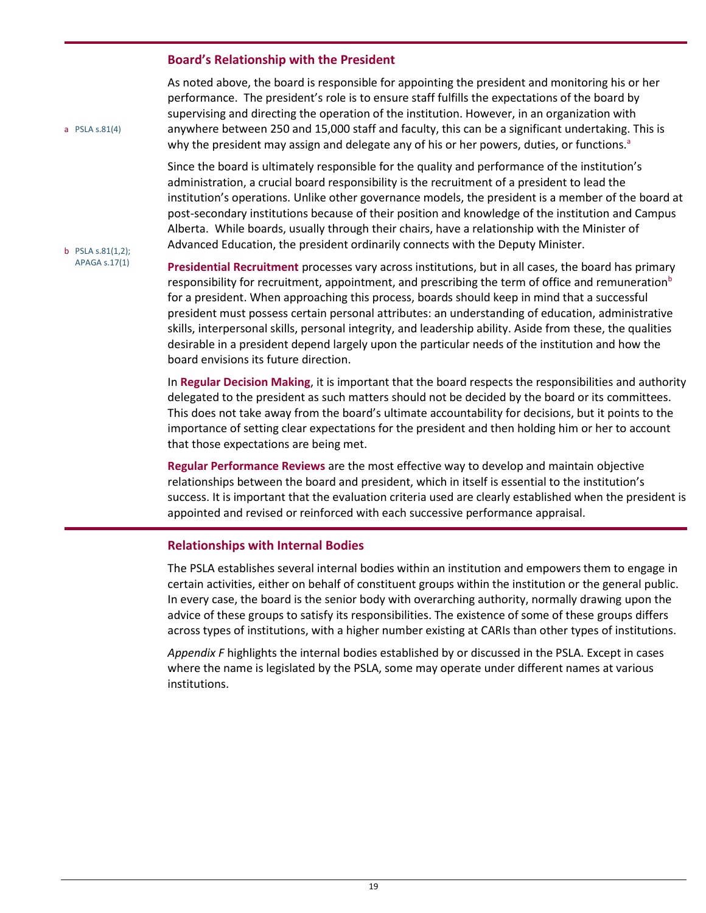## Board's Relationship with the President

As noted above, the board is responsible for appointing the president and monitoring his or her performance. The president's role is to ensure staff fulfills the expectations of the board by supervising and directing the operation of the institution. However, in an organization with anywhere between 250 and 15,000 staff and faculty, this can be a significant undertaking. This is why the president may assign and delegate any of his or her powers, duties, or functions.[a]

Since the board is ultimately responsible for the quality and performance of the institution's administration, a crucial board responsibility is the recruitment of a president to lead the institution's operations. Unlike other governance models, the president is a member of the board at post-secondary institutions because of their position and knowledge of the institution and Campus Alberta. While boards, usually through their chairs, have a relationship with the Minister of Advanced Education, the president ordinarily connects with the Deputy Minister.

**Presidential Recruitment** processes vary across institutions, but in all cases, the board has primary responsibility for recruitment, appointment, and prescribing the term of office and remuneration[b] for a president. When approaching this process, boards should keep in mind that a successful president must possess certain personal attributes: an understanding of education, administrative skills, interpersonal skills, personal integrity, and leadership ability. Aside from these, the qualities desirable in a president depend largely upon the particular needs of the institution and how the board envisions its future direction.

In **Regular Decision Making**, it is important that the board respects the responsibilities and authority delegated to the president as such matters should not be decided by the board or its committees. This does not take away from the board's ultimate accountability for decisions, but it points to the importance of setting clear expectations for the president and then holding him or her to account that those expectations are being met.

**Regular Performance Reviews** are the most effective way to develop and maintain objective relationships between the board and president, which in itself is essential to the institution's success. It is important that the evaluation criteria used are clearly established when the president is appointed and revised or reinforced with each successive performance appraisal.

a PSLA s.81(4)

b PSLA s.81(1,2); APAGA s.17(1)

## Relationships with Internal Bodies

The PSLA establishes several internal bodies within an institution and empowers them to engage in certain activities, either on behalf of constituent groups within the institution or the general public. In every case, the board is the senior body with overarching authority, normally drawing upon the advice of these groups to satisfy its responsibilities. The existence of some of these groups differs across types of institutions, with a higher number existing at CARIs than other types of institutions.

*Appendix F* highlights the internal bodies established by or discussed in the PSLA. Except in cases where the name is legislated by the PSLA, some may operate under different names at various institutions.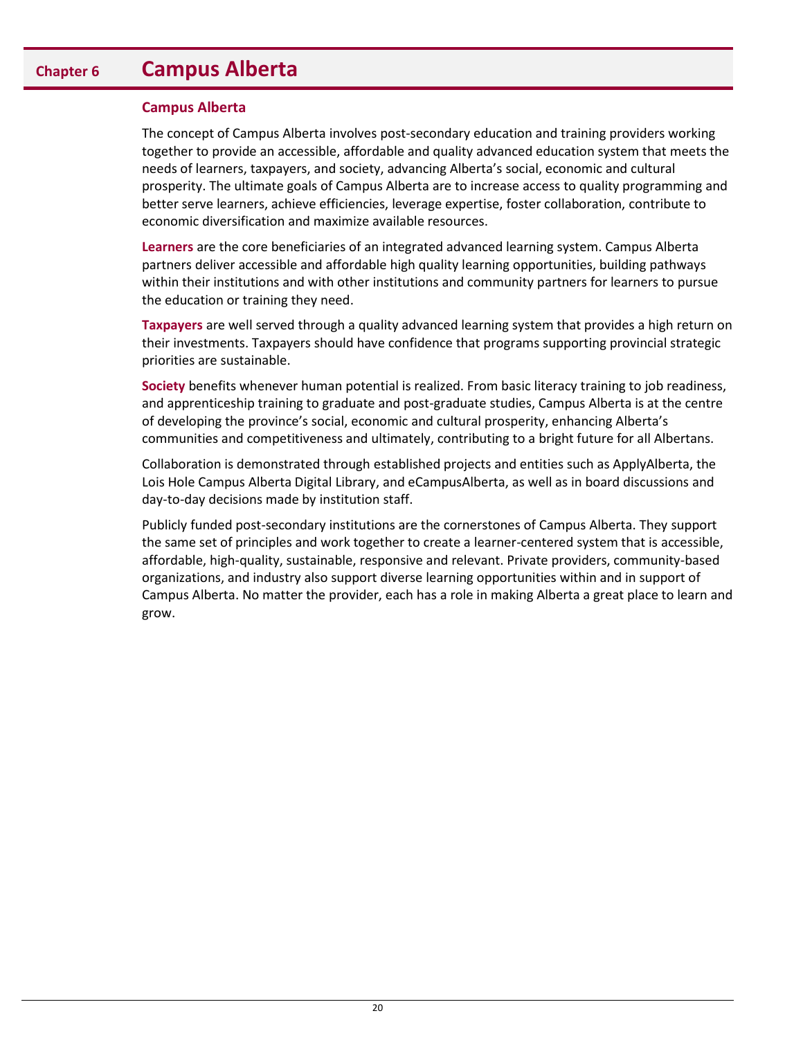# Chapter 6 Campus Alberta

## Campus Alberta

The concept of Campus Alberta involves post-secondary education and training providers working together to provide an accessible, affordable and quality advanced education system that meets the needs of learners, taxpayers, and society, advancing Alberta's social, economic and cultural prosperity. The ultimate goals of Campus Alberta are to increase access to quality programming and better serve learners, achieve efficiencies, leverage expertise, foster collaboration, contribute to economic diversification and maximize available resources.

**Learners** are the core beneficiaries of an integrated advanced learning system. Campus Alberta partners deliver accessible and affordable high quality learning opportunities, building pathways within their institutions and with other institutions and community partners for learners to pursue the education or training they need.

**Taxpayers** are well served through a quality advanced learning system that provides a high return on their investments. Taxpayers should have confidence that programs supporting provincial strategic priorities are sustainable.

**Society** benefits whenever human potential is realized. From basic literacy training to job readiness, and apprenticeship training to graduate and post-graduate studies, Campus Alberta is at the centre of developing the province's social, economic and cultural prosperity, enhancing Alberta's communities and competitiveness and ultimately, contributing to a bright future for all Albertans.

Collaboration is demonstrated through established projects and entities such as ApplyAlberta, the Lois Hole Campus Alberta Digital Library, and eCampusAlberta, as well as in board discussions and day-to-day decisions made by institution staff.

Publicly funded post-secondary institutions are the cornerstones of Campus Alberta. They support the same set of principles and work together to create a learner-centered system that is accessible, affordable, high-quality, sustainable, responsive and relevant. Private providers, community-based organizations, and industry also support diverse learning opportunities within and in support of Campus Alberta. No matter the provider, each has a role in making Alberta a great place to learn and grow.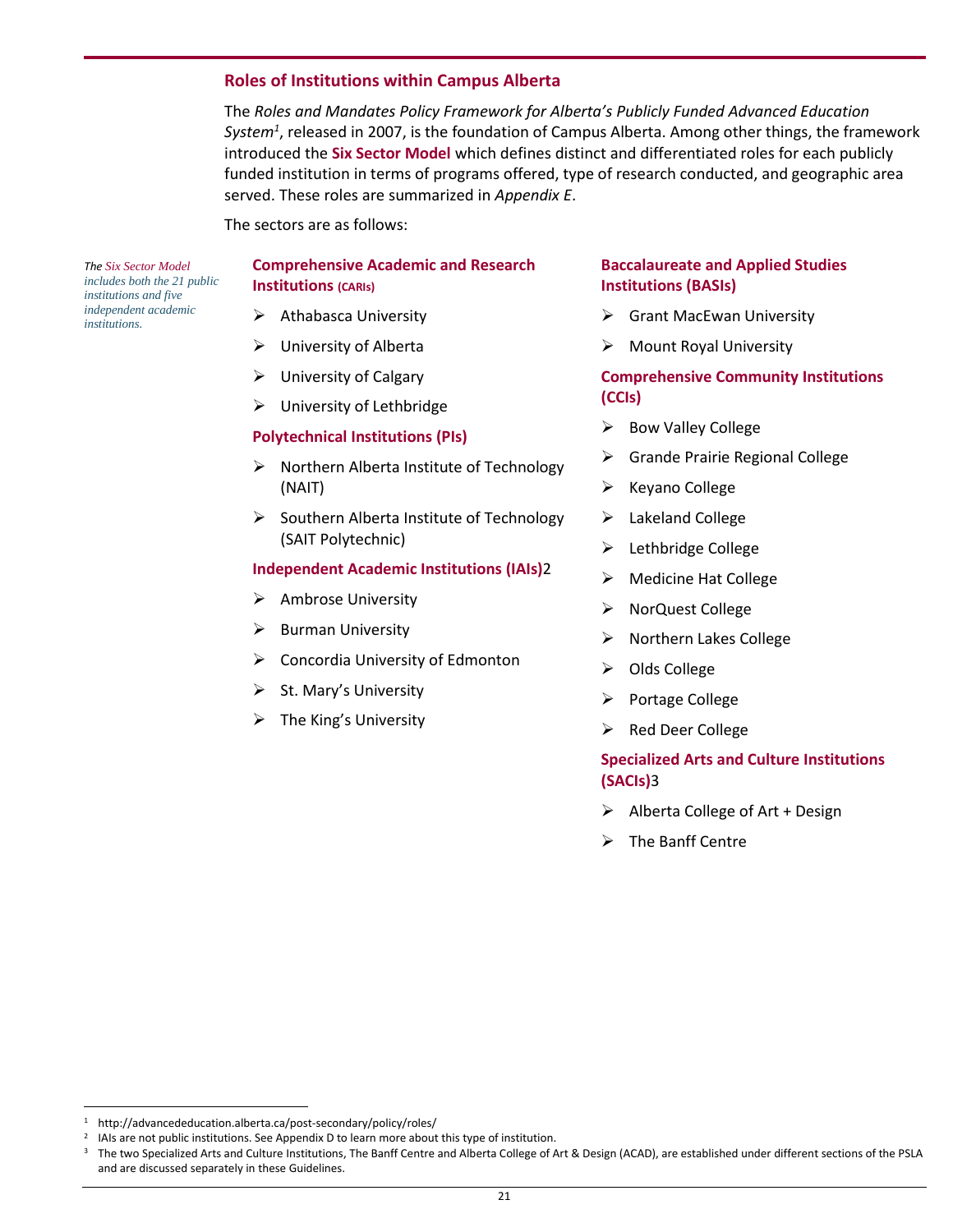## Roles of Institutions within Campus Alberta

The *Roles and Mandates Policy Framework for Alberta's Publicly Funded Advanced Education System*[1], released in 2007, is the foundation of Campus Alberta. Among other things, the framework introduced the **Six Sector Model** which defines distinct and differentiated roles for each publicly funded institution in terms of programs offered, type of research conducted, and geographic area served. These roles are summarized in *Appendix E*.

The sectors are as follows:

*The Six Sector Model includes both the 21 public institutions and five independent academic institutions.*

### Comprehensive Academic and Research Institutions (CARIs)

- Athabasca University
- University of Alberta
- University of Calgary
- University of Lethbridge

### Polytechnical Institutions (PIs)

- Northern Alberta Institute of Technology (NAIT)
- Southern Alberta Institute of Technology (SAIT Polytechnic)

### Independent Academic Institutions (IAIs)[2]

- Ambrose University
- Burman University
- Concordia University of Edmonton
- St. Mary's University
- The King's University

### Baccalaureate and Applied Studies Institutions (BASIs)

- Grant MacEwan University
- Mount Royal University

### Comprehensive Community Institutions (CCIs)

- Bow Valley College
- Grande Prairie Regional College
- Keyano College
- Lakeland College
- Lethbridge College
- Medicine Hat College
- NorQuest College
- Northern Lakes College
- Olds College
- Portage College
- Red Deer College

### Specialized Arts and Culture Institutions (SACIs)[3]

- Alberta College of Art + Design
- The Banff Centre

---

[1] http://advancededucation.alberta.ca/post-secondary/policy/roles/

[2] IAIs are not public institutions. See Appendix D to learn more about this type of institution.

[3] The two Specialized Arts and Culture Institutions, The Banff Centre and Alberta College of Art & Design (ACAD), are established under different sections of the PSLA and are discussed separately in these Guidelines.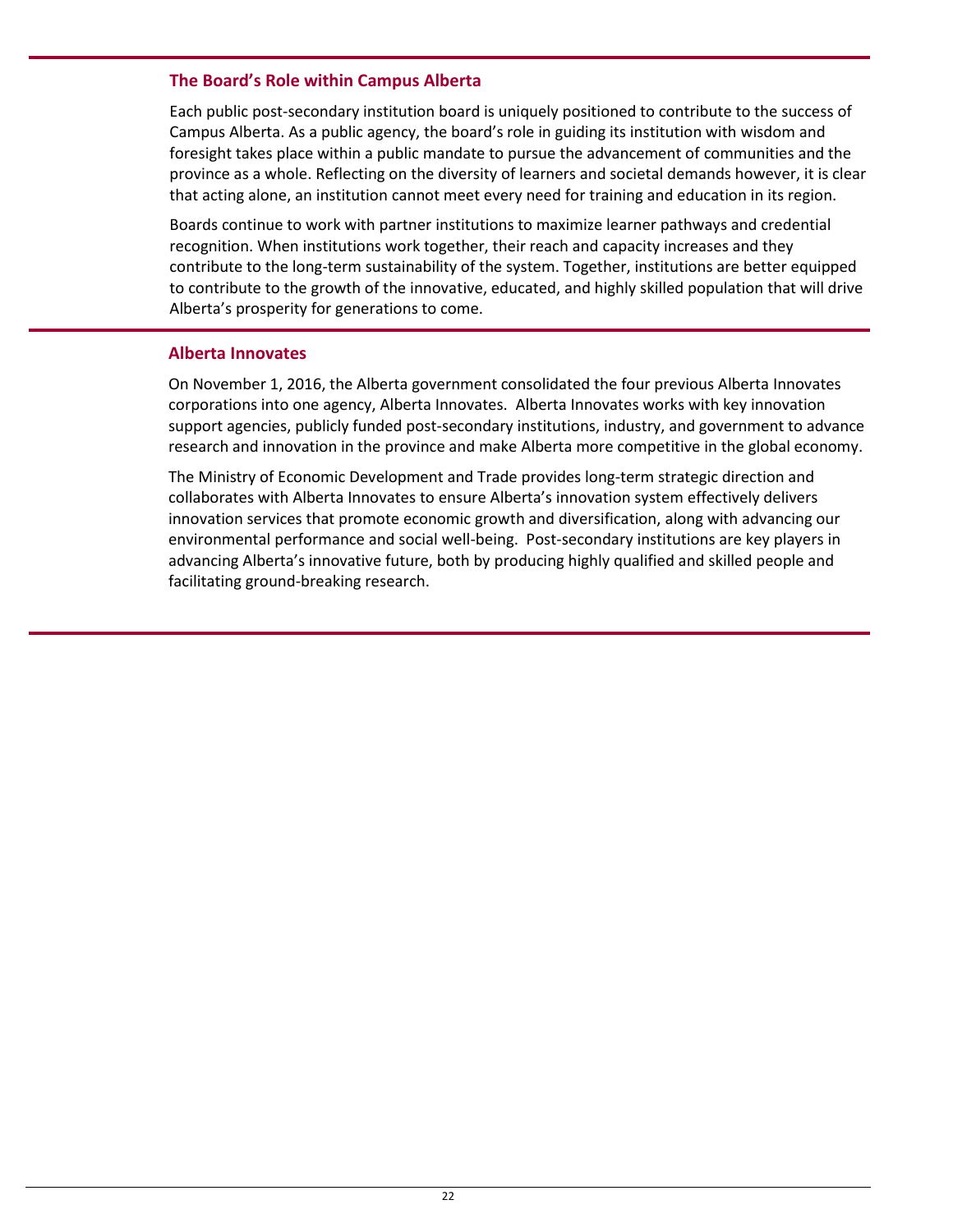## The Board's Role within Campus Alberta

Each public post-secondary institution board is uniquely positioned to contribute to the success of Campus Alberta. As a public agency, the board's role in guiding its institution with wisdom and foresight takes place within a public mandate to pursue the advancement of communities and the province as a whole. Reflecting on the diversity of learners and societal demands however, it is clear that acting alone, an institution cannot meet every need for training and education in its region.

Boards continue to work with partner institutions to maximize learner pathways and credential recognition. When institutions work together, their reach and capacity increases and they contribute to the long-term sustainability of the system. Together, institutions are better equipped to contribute to the growth of the innovative, educated, and highly skilled population that will drive Alberta's prosperity for generations to come.

## Alberta Innovates

On November 1, 2016, the Alberta government consolidated the four previous Alberta Innovates corporations into one agency, Alberta Innovates. Alberta Innovates works with key innovation support agencies, publicly funded post-secondary institutions, industry, and government to advance research and innovation in the province and make Alberta more competitive in the global economy.

The Ministry of Economic Development and Trade provides long-term strategic direction and collaborates with Alberta Innovates to ensure Alberta's innovation system effectively delivers innovation services that promote economic growth and diversification, along with advancing our environmental performance and social well-being. Post-secondary institutions are key players in advancing Alberta's innovative future, both by producing highly qualified and skilled people and facilitating ground-breaking research.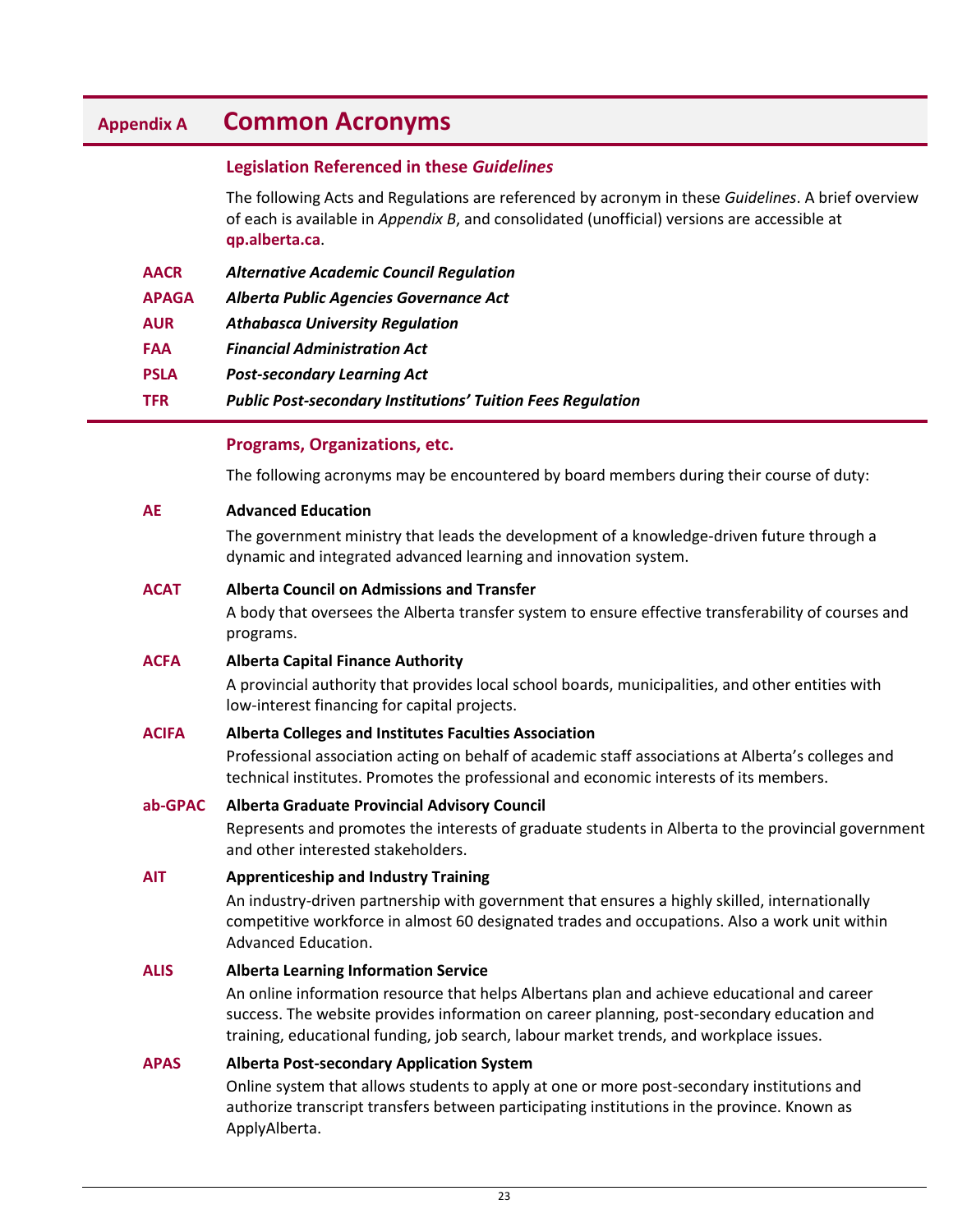# Appendix A Common Acronyms

## Legislation Referenced in these *Guidelines*

The following Acts and Regulations are referenced by acronym in these *Guidelines*. A brief overview of each is available in *Appendix B*, and consolidated (unofficial) versions are accessible at **qp.alberta.ca**.

**AACR** ***Alternative Academic Council Regulation***

**APAGA** ***Alberta Public Agencies Governance Act***

**AUR** ***Athabasca University Regulation***

**FAA** ***Financial Administration Act***

**PSLA** ***Post-secondary Learning Act***

**TFR** ***Public Post-secondary Institutions' Tuition Fees Regulation***

## Programs, Organizations, etc.

The following acronyms may be encountered by board members during their course of duty:

**AE** **Advanced Education**

The government ministry that leads the development of a knowledge-driven future through a dynamic and integrated advanced learning and innovation system.

**ACAT** **Alberta Council on Admissions and Transfer**

A body that oversees the Alberta transfer system to ensure effective transferability of courses and programs.

**ACFA** **Alberta Capital Finance Authority**

A provincial authority that provides local school boards, municipalities, and other entities with low-interest financing for capital projects.

**ACIFA** **Alberta Colleges and Institutes Faculties Association**

Professional association acting on behalf of academic staff associations at Alberta's colleges and technical institutes. Promotes the professional and economic interests of its members.

**ab-GPAC** **Alberta Graduate Provincial Advisory Council**

Represents and promotes the interests of graduate students in Alberta to the provincial government and other interested stakeholders.

**AIT** **Apprenticeship and Industry Training**

An industry-driven partnership with government that ensures a highly skilled, internationally competitive workforce in almost 60 designated trades and occupations. Also a work unit within Advanced Education.

**ALIS** **Alberta Learning Information Service**

An online information resource that helps Albertans plan and achieve educational and career success. The website provides information on career planning, post-secondary education and training, educational funding, job search, labour market trends, and workplace issues.

**APAS** **Alberta Post-secondary Application System**

Online system that allows students to apply at one or more post-secondary institutions and authorize transcript transfers between participating institutions in the province. Known as ApplyAlberta.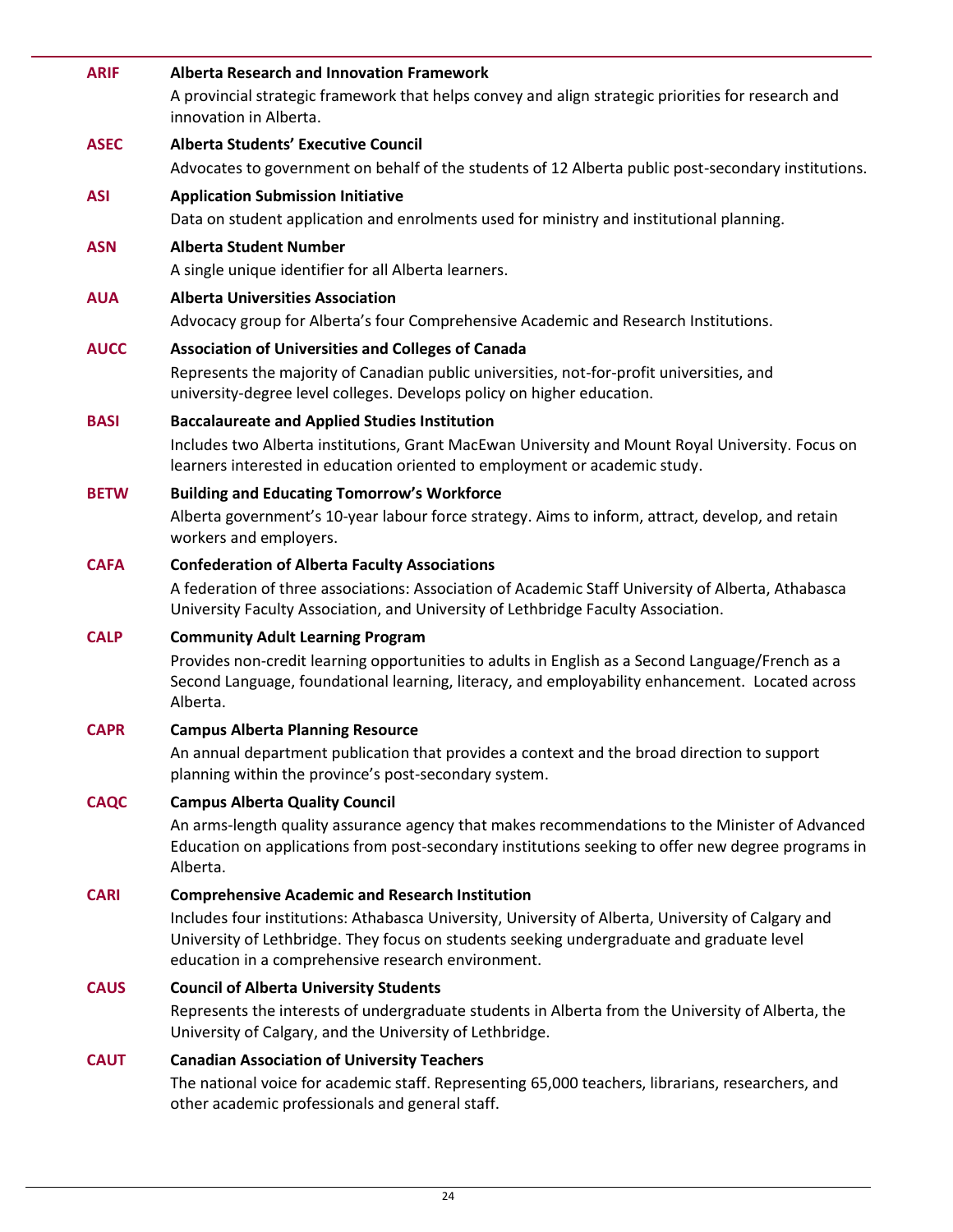**ARIF** **Alberta Research and Innovation Framework**
A provincial strategic framework that helps convey and align strategic priorities for research and innovation in Alberta.

**ASEC** **Alberta Students' Executive Council**
Advocates to government on behalf of the students of 12 Alberta public post-secondary institutions.

**ASI** **Application Submission Initiative**
Data on student application and enrolments used for ministry and institutional planning.

**ASN** **Alberta Student Number**
A single unique identifier for all Alberta learners.

**AUA** **Alberta Universities Association**
Advocacy group for Alberta's four Comprehensive Academic and Research Institutions.

**AUCC** **Association of Universities and Colleges of Canada**
Represents the majority of Canadian public universities, not-for-profit universities, and university-degree level colleges. Develops policy on higher education.

**BASI** **Baccalaureate and Applied Studies Institution**
Includes two Alberta institutions, Grant MacEwan University and Mount Royal University. Focus on learners interested in education oriented to employment or academic study.

**BETW** **Building and Educating Tomorrow's Workforce**
Alberta government's 10-year labour force strategy. Aims to inform, attract, develop, and retain workers and employers.

**CAFA** **Confederation of Alberta Faculty Associations**
A federation of three associations: Association of Academic Staff University of Alberta, Athabasca University Faculty Association, and University of Lethbridge Faculty Association.

**CALP** **Community Adult Learning Program**
Provides non-credit learning opportunities to adults in English as a Second Language/French as a Second Language, foundational learning, literacy, and employability enhancement. Located across Alberta.

**CAPR** **Campus Alberta Planning Resource**
An annual department publication that provides a context and the broad direction to support planning within the province's post-secondary system.

**CAQC** **Campus Alberta Quality Council**
An arms-length quality assurance agency that makes recommendations to the Minister of Advanced Education on applications from post-secondary institutions seeking to offer new degree programs in Alberta.

**CARI** **Comprehensive Academic and Research Institution**
Includes four institutions: Athabasca University, University of Alberta, University of Calgary and University of Lethbridge. They focus on students seeking undergraduate and graduate level education in a comprehensive research environment.

**CAUS** **Council of Alberta University Students**
Represents the interests of undergraduate students in Alberta from the University of Alberta, the University of Calgary, and the University of Lethbridge.

**CAUT** **Canadian Association of University Teachers**
The national voice for academic staff. Representing 65,000 teachers, librarians, researchers, and other academic professionals and general staff.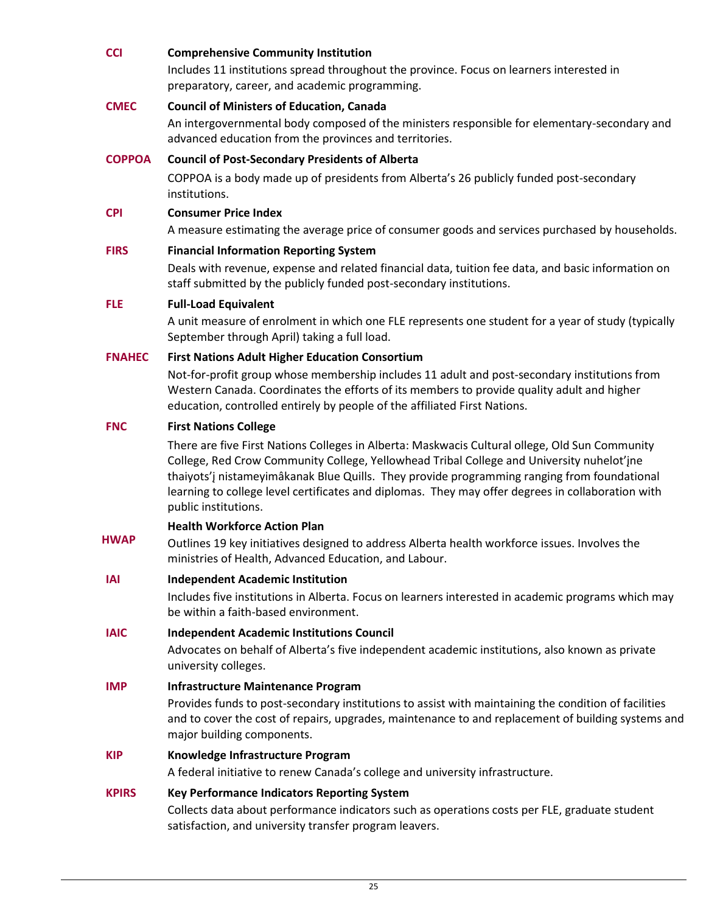**CCI** **Comprehensive Community Institution**
Includes 11 institutions spread throughout the province. Focus on learners interested in preparatory, career, and academic programming.

**CMEC** **Council of Ministers of Education, Canada**
An intergovernmental body composed of the ministers responsible for elementary-secondary and advanced education from the provinces and territories.

**COPPOA** **Council of Post-Secondary Presidents of Alberta**
COPPOA is a body made up of presidents from Alberta's 26 publicly funded post-secondary institutions.

**CPI** **Consumer Price Index**
A measure estimating the average price of consumer goods and services purchased by households.

**FIRS** **Financial Information Reporting System**
Deals with revenue, expense and related financial data, tuition fee data, and basic information on staff submitted by the publicly funded post-secondary institutions.

**FLE** **Full-Load Equivalent**
A unit measure of enrolment in which one FLE represents one student for a year of study (typically September through April) taking a full load.

**FNAHEC** **First Nations Adult Higher Education Consortium**
Not-for-profit group whose membership includes 11 adult and post-secondary institutions from Western Canada. Coordinates the efforts of its members to provide quality adult and higher education, controlled entirely by people of the affiliated First Nations.

**FNC** **First Nations College**
There are five First Nations Colleges in Alberta: Maskwacis Cultural ollege, Old Sun Community College, Red Crow Community College, Yellowhead Tribal College and University nuhelot'įne thaiyots'į nistameyimâkanak Blue Quills. They provide programming ranging from foundational learning to college level certificates and diplomas. They may offer degrees in collaboration with public institutions.

**HWAP** **Health Workforce Action Plan**
Outlines 19 key initiatives designed to address Alberta health workforce issues. Involves the ministries of Health, Advanced Education, and Labour.

**IAI** **Independent Academic Institution**
Includes five institutions in Alberta. Focus on learners interested in academic programs which may be within a faith-based environment.

**IAIC** **Independent Academic Institutions Council**
Advocates on behalf of Alberta's five independent academic institutions, also known as private university colleges.

**IMP** **Infrastructure Maintenance Program**
Provides funds to post-secondary institutions to assist with maintaining the condition of facilities and to cover the cost of repairs, upgrades, maintenance to and replacement of building systems and major building components.

**KIP** **Knowledge Infrastructure Program**
A federal initiative to renew Canada's college and university infrastructure.

**KPIRS** **Key Performance Indicators Reporting System**
Collects data about performance indicators such as operations costs per FLE, graduate student satisfaction, and university transfer program leavers.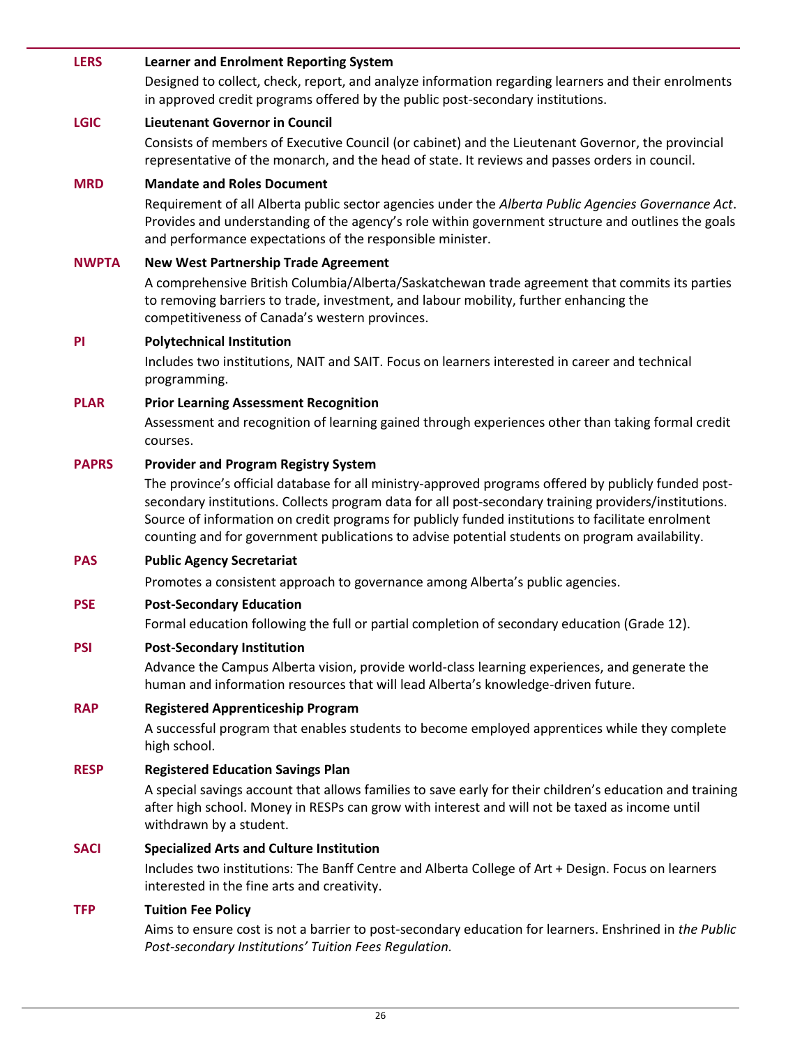**LERS** — **Learner and Enrolment Reporting System**

Designed to collect, check, report, and analyze information regarding learners and their enrolments in approved credit programs offered by the public post-secondary institutions.

**LGIC** — **Lieutenant Governor in Council**

Consists of members of Executive Council (or cabinet) and the Lieutenant Governor, the provincial representative of the monarch, and the head of state. It reviews and passes orders in council.

**MRD** — **Mandate and Roles Document**

Requirement of all Alberta public sector agencies under the *Alberta Public Agencies Governance Act*. Provides and understanding of the agency's role within government structure and outlines the goals and performance expectations of the responsible minister.

**NWPTA** — **New West Partnership Trade Agreement**

A comprehensive British Columbia/Alberta/Saskatchewan trade agreement that commits its parties to removing barriers to trade, investment, and labour mobility, further enhancing the competitiveness of Canada's western provinces.

**PI** — **Polytechnical Institution**

Includes two institutions, NAIT and SAIT. Focus on learners interested in career and technical programming.

**PLAR** — **Prior Learning Assessment Recognition**

Assessment and recognition of learning gained through experiences other than taking formal credit courses.

**PAPRS** — **Provider and Program Registry System**

The province's official database for all ministry-approved programs offered by publicly funded post-secondary institutions. Collects program data for all post-secondary training providers/institutions. Source of information on credit programs for publicly funded institutions to facilitate enrolment counting and for government publications to advise potential students on program availability.

**PAS** — **Public Agency Secretariat**

Promotes a consistent approach to governance among Alberta's public agencies.

**PSE** — **Post-Secondary Education**

Formal education following the full or partial completion of secondary education (Grade 12).

**PSI** — **Post-Secondary Institution**

Advance the Campus Alberta vision, provide world-class learning experiences, and generate the human and information resources that will lead Alberta's knowledge-driven future.

**RAP** — **Registered Apprenticeship Program**

A successful program that enables students to become employed apprentices while they complete high school.

**RESP** — **Registered Education Savings Plan**

A special savings account that allows families to save early for their children's education and training after high school. Money in RESPs can grow with interest and will not be taxed as income until withdrawn by a student.

**SACI** — **Specialized Arts and Culture Institution**

Includes two institutions: The Banff Centre and Alberta College of Art + Design. Focus on learners interested in the fine arts and creativity.

**TFP** — **Tuition Fee Policy**

Aims to ensure cost is not a barrier to post-secondary education for learners. Enshrined in *the Public Post-secondary Institutions' Tuition Fees Regulation.*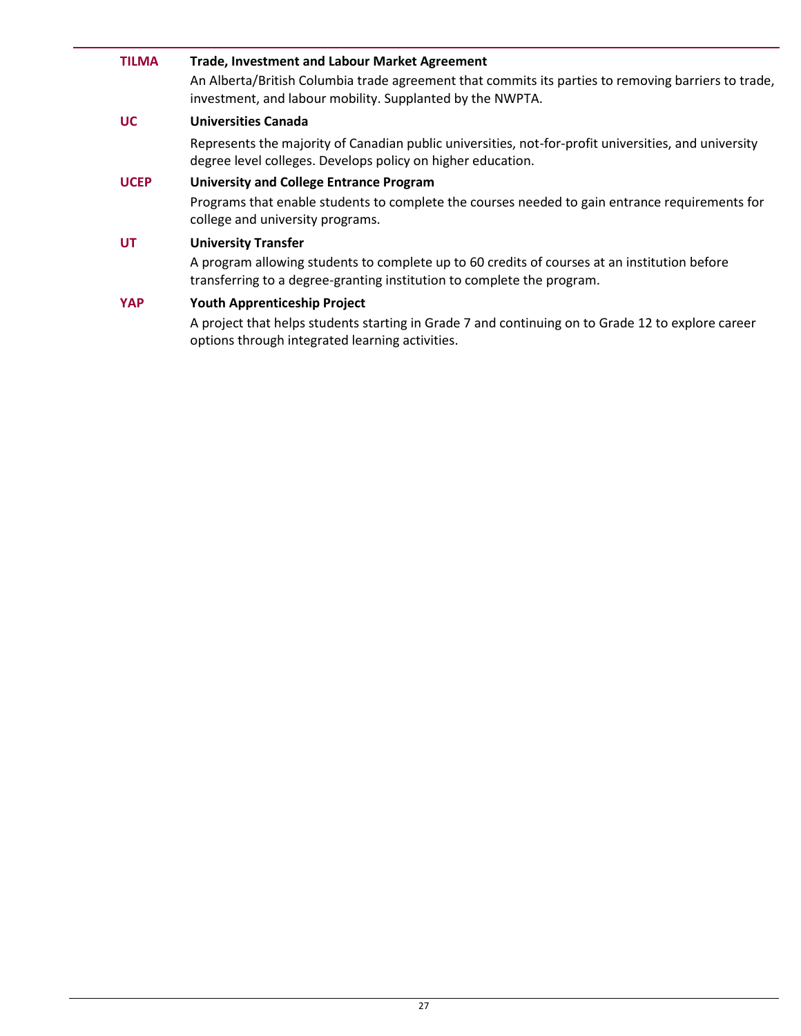**TILMA** **Trade, Investment and Labour Market Agreement**

An Alberta/British Columbia trade agreement that commits its parties to removing barriers to trade, investment, and labour mobility. Supplanted by the NWPTA.

**UC** **Universities Canada**

Represents the majority of Canadian public universities, not-for-profit universities, and university degree level colleges. Develops policy on higher education.

**UCEP** **University and College Entrance Program**

Programs that enable students to complete the courses needed to gain entrance requirements for college and university programs.

**UT** **University Transfer**

A program allowing students to complete up to 60 credits of courses at an institution before transferring to a degree-granting institution to complete the program.

**YAP** **Youth Apprenticeship Project**

A project that helps students starting in Grade 7 and continuing on to Grade 12 to explore career options through integrated learning activities.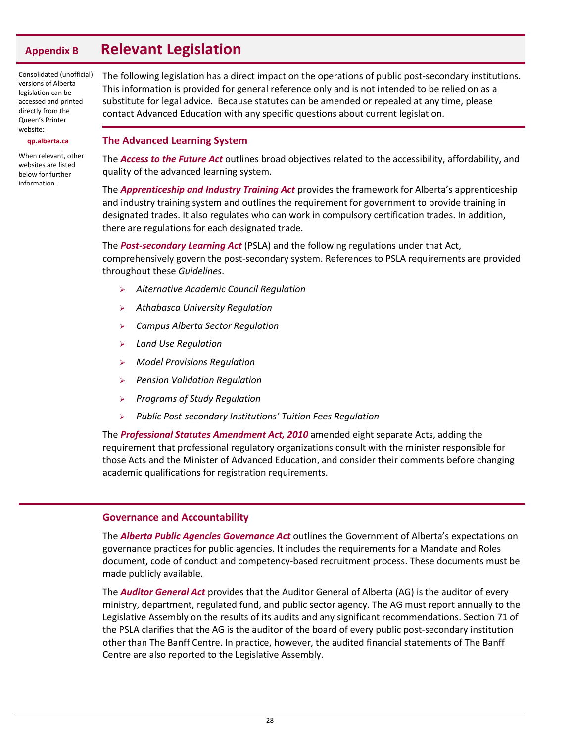# Appendix B Relevant Legislation

Consolidated (unofficial) versions of Alberta legislation can be accessed and printed directly from the Queen's Printer website:

**qp.alberta.ca**

When relevant, other websites are listed below for further information.

The following legislation has a direct impact on the operations of public post-secondary institutions. This information is provided for general reference only and is not intended to be relied on as a substitute for legal advice. Because statutes can be amended or repealed at any time, please contact Advanced Education with any specific questions about current legislation.

## The Advanced Learning System

The ***Access to the Future Act*** outlines broad objectives related to the accessibility, affordability, and quality of the advanced learning system.

The ***Apprenticeship and Industry Training Act*** provides the framework for Alberta's apprenticeship and industry training system and outlines the requirement for government to provide training in designated trades. It also regulates who can work in compulsory certification trades. In addition, there are regulations for each designated trade.

The ***Post-secondary Learning Act*** (PSLA) and the following regulations under that Act, comprehensively govern the post-secondary system. References to PSLA requirements are provided throughout these *Guidelines*.

- *Alternative Academic Council Regulation*
- *Athabasca University Regulation*
- *Campus Alberta Sector Regulation*
- *Land Use Regulation*
- *Model Provisions Regulation*
- *Pension Validation Regulation*
- *Programs of Study Regulation*
- *Public Post-secondary Institutions' Tuition Fees Regulation*

The ***Professional Statutes Amendment Act, 2010*** amended eight separate Acts, adding the requirement that professional regulatory organizations consult with the minister responsible for those Acts and the Minister of Advanced Education, and consider their comments before changing academic qualifications for registration requirements.

## Governance and Accountability

The ***Alberta Public Agencies Governance Act*** outlines the Government of Alberta's expectations on governance practices for public agencies. It includes the requirements for a Mandate and Roles document, code of conduct and competency-based recruitment process. These documents must be made publicly available.

The ***Auditor General Act*** provides that the Auditor General of Alberta (AG) is the auditor of every ministry, department, regulated fund, and public sector agency. The AG must report annually to the Legislative Assembly on the results of its audits and any significant recommendations. Section 71 of the PSLA clarifies that the AG is the auditor of the board of every public post-secondary institution other than The Banff Centre. In practice, however, the audited financial statements of The Banff Centre are also reported to the Legislative Assembly.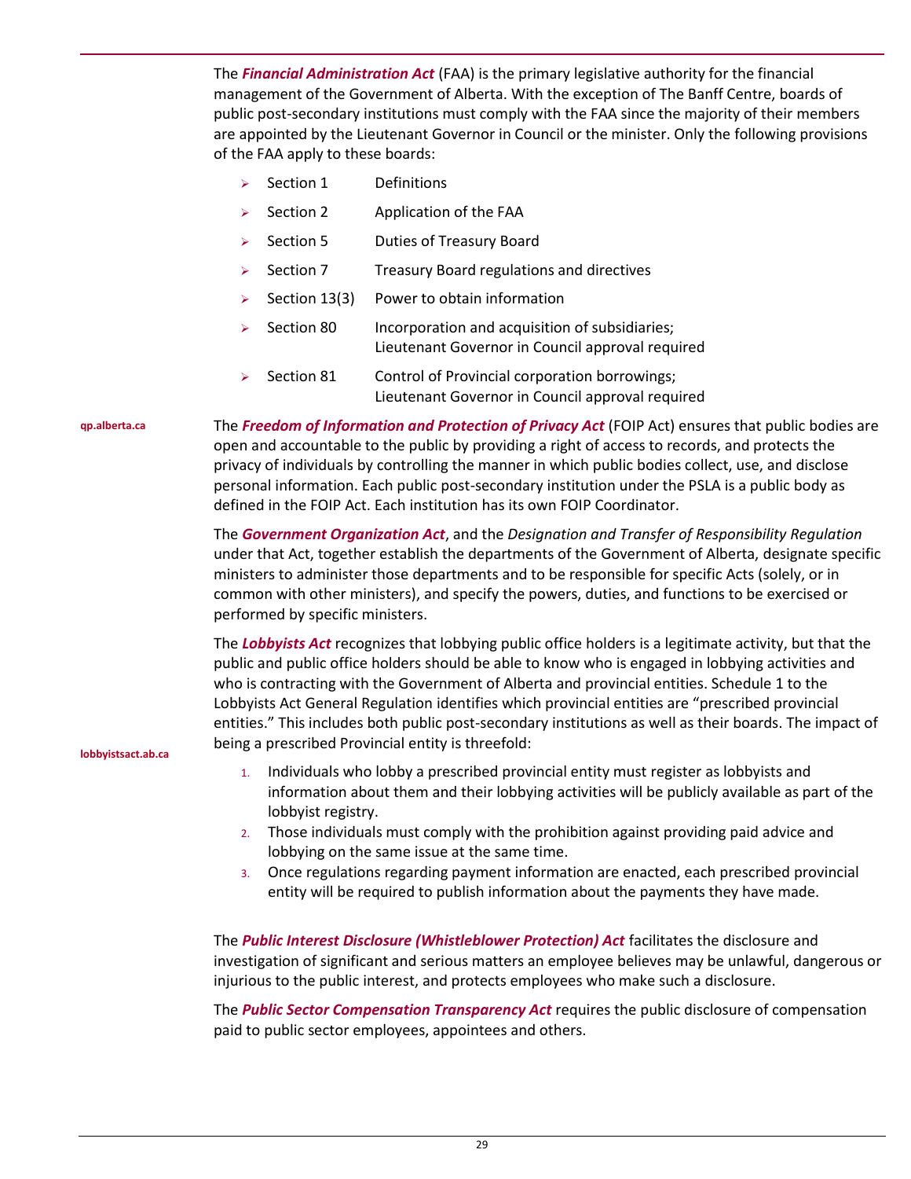The ***Financial Administration Act*** (FAA) is the primary legislative authority for the financial management of the Government of Alberta. With the exception of The Banff Centre, boards of public post-secondary institutions must comply with the FAA since the majority of their members are appointed by the Lieutenant Governor in Council or the minister. Only the following provisions of the FAA apply to these boards:

- Section 1 — Definitions
- Section 2 — Application of the FAA
- Section 5 — Duties of Treasury Board
- Section 7 — Treasury Board regulations and directives
- Section 13(3) — Power to obtain information
- Section 80 — Incorporation and acquisition of subsidiaries; Lieutenant Governor in Council approval required
- Section 81 — Control of Provincial corporation borrowings; Lieutenant Governor in Council approval required

qp.alberta.ca

The ***Freedom of Information and Protection of Privacy Act*** (FOIP Act) ensures that public bodies are open and accountable to the public by providing a right of access to records, and protects the privacy of individuals by controlling the manner in which public bodies collect, use, and disclose personal information. Each public post-secondary institution under the PSLA is a public body as defined in the FOIP Act. Each institution has its own FOIP Coordinator.

The ***Government Organization Act***, and the *Designation and Transfer of Responsibility Regulation* under that Act, together establish the departments of the Government of Alberta, designate specific ministers to administer those departments and to be responsible for specific Acts (solely, or in common with other ministers), and specify the powers, duties, and functions to be exercised or performed by specific ministers.

The ***Lobbyists Act*** recognizes that lobbying public office holders is a legitimate activity, but that the public and public office holders should be able to know who is engaged in lobbying activities and who is contracting with the Government of Alberta and provincial entities. Schedule 1 to the Lobbyists Act General Regulation identifies which provincial entities are "prescribed provincial entities." This includes both public post-secondary institutions as well as their boards. The impact of being a prescribed Provincial entity is threefold:

lobbyistsact.ab.ca

1. Individuals who lobby a prescribed provincial entity must register as lobbyists and information about them and their lobbying activities will be publicly available as part of the lobbyist registry.
2. Those individuals must comply with the prohibition against providing paid advice and lobbying on the same issue at the same time.
3. Once regulations regarding payment information are enacted, each prescribed provincial entity will be required to publish information about the payments they have made.

The ***Public Interest Disclosure (Whistleblower Protection) Act*** facilitates the disclosure and investigation of significant and serious matters an employee believes may be unlawful, dangerous or injurious to the public interest, and protects employees who make such a disclosure.

The ***Public Sector Compensation Transparency Act*** requires the public disclosure of compensation paid to public sector employees, appointees and others.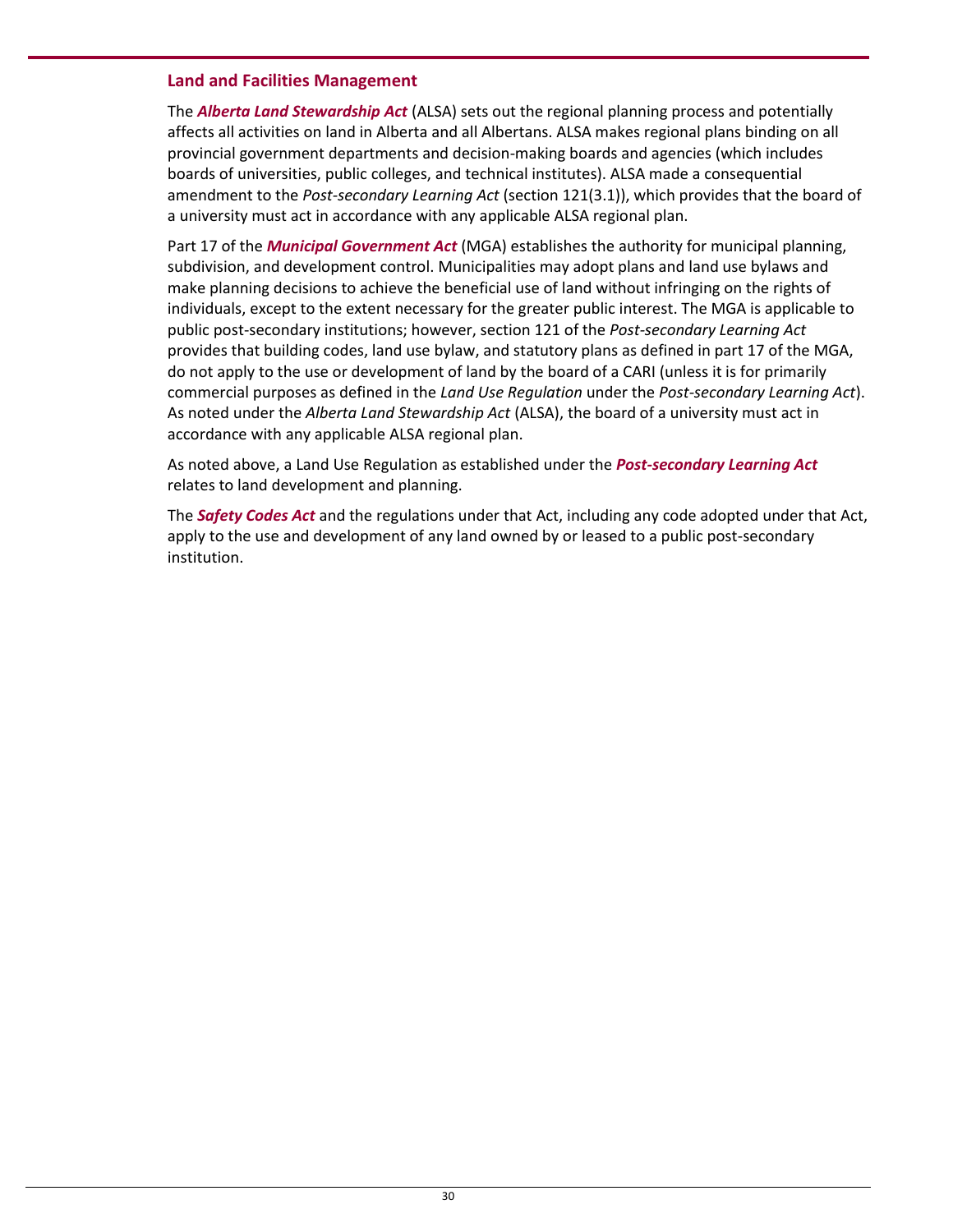## Land and Facilities Management

The ***Alberta Land Stewardship Act*** (ALSA) sets out the regional planning process and potentially affects all activities on land in Alberta and all Albertans. ALSA makes regional plans binding on all provincial government departments and decision-making boards and agencies (which includes boards of universities, public colleges, and technical institutes). ALSA made a consequential amendment to the *Post-secondary Learning Act* (section 121(3.1)), which provides that the board of a university must act in accordance with any applicable ALSA regional plan.

Part 17 of the ***Municipal Government Act*** (MGA) establishes the authority for municipal planning, subdivision, and development control. Municipalities may adopt plans and land use bylaws and make planning decisions to achieve the beneficial use of land without infringing on the rights of individuals, except to the extent necessary for the greater public interest. The MGA is applicable to public post-secondary institutions; however, section 121 of the *Post-secondary Learning Act* provides that building codes, land use bylaw, and statutory plans as defined in part 17 of the MGA, do not apply to the use or development of land by the board of a CARI (unless it is for primarily commercial purposes as defined in the *Land Use Regulation* under the *Post-secondary Learning Act*). As noted under the *Alberta Land Stewardship Act* (ALSA), the board of a university must act in accordance with any applicable ALSA regional plan.

As noted above, a Land Use Regulation as established under the ***Post-secondary Learning Act*** relates to land development and planning.

The ***Safety Codes Act*** and the regulations under that Act, including any code adopted under that Act, apply to the use and development of any land owned by or leased to a public post-secondary institution.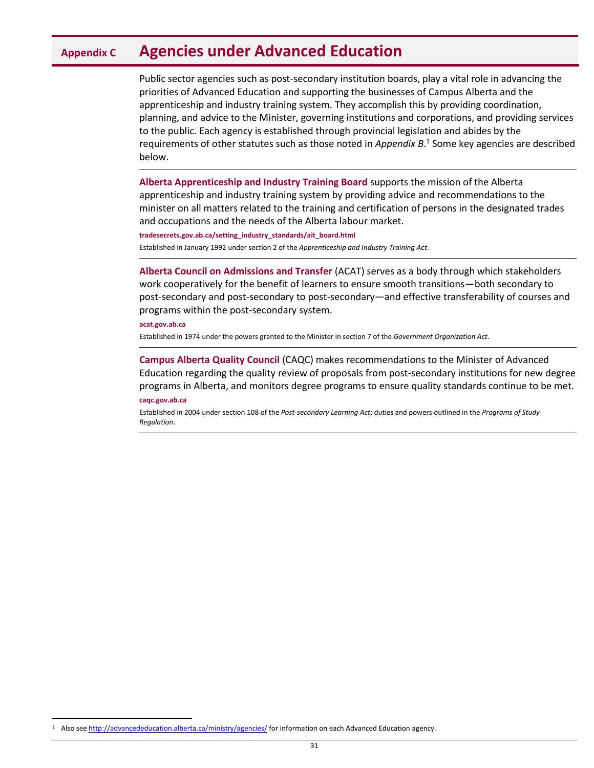# Appendix C Agencies under Advanced Education

Public sector agencies such as post-secondary institution boards, play a vital role in advancing the priorities of Advanced Education and supporting the businesses of Campus Alberta and the apprenticeship and industry training system. They accomplish this by providing coordination, planning, and advice to the Minister, governing institutions and corporations, and providing services to the public. Each agency is established through provincial legislation and abides by the requirements of other statutes such as those noted in *Appendix B*.[1] Some key agencies are described below.

---

**Alberta Apprenticeship and Industry Training Board** supports the mission of the Alberta apprenticeship and industry training system by providing advice and recommendations to the minister on all matters related to the training and certification of persons in the designated trades and occupations and the needs of the Alberta labour market.

**tradesecrets.gov.ab.ca/setting_industry_standards/ait_board.html**

Established in January 1992 under section 2 of the *Apprenticeship and Industry Training Act*.

---

**Alberta Council on Admissions and Transfer** (ACAT) serves as a body through which stakeholders work cooperatively for the benefit of learners to ensure smooth transitions—both secondary to post-secondary and post-secondary to post-secondary—and effective transferability of courses and programs within the post-secondary system.

**acat.gov.ab.ca**

Established in 1974 under the powers granted to the Minister in section 7 of the *Government Organization Act*.

---

**Campus Alberta Quality Council** (CAQC) makes recommendations to the Minister of Advanced Education regarding the quality review of proposals from post-secondary institutions for new degree programs in Alberta, and monitors degree programs to ensure quality standards continue to be met.

**caqc.gov.ab.ca**

Established in 2004 under section 108 of the *Post-secondary Learning Act*; duties and powers outlined in the *Programs of Study Regulation*.

---

[1] Also see http://advancededucation.alberta.ca/ministry/agencies/ for information on each Advanced Education agency.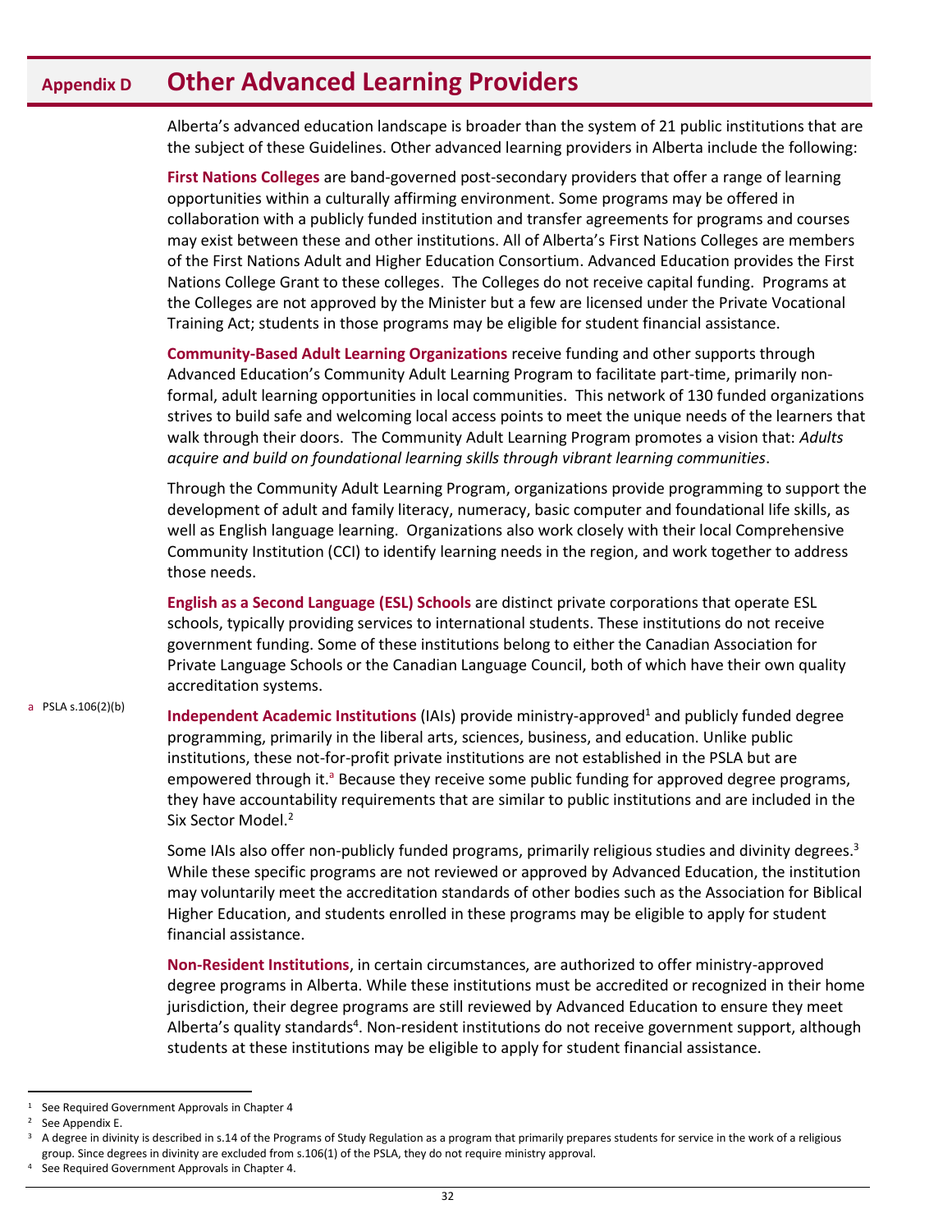# Appendix D Other Advanced Learning Providers

Alberta's advanced education landscape is broader than the system of 21 public institutions that are the subject of these Guidelines. Other advanced learning providers in Alberta include the following:

**First Nations Colleges** are band-governed post-secondary providers that offer a range of learning opportunities within a culturally affirming environment. Some programs may be offered in collaboration with a publicly funded institution and transfer agreements for programs and courses may exist between these and other institutions. All of Alberta's First Nations Colleges are members of the First Nations Adult and Higher Education Consortium. Advanced Education provides the First Nations College Grant to these colleges. The Colleges do not receive capital funding. Programs at the Colleges are not approved by the Minister but a few are licensed under the Private Vocational Training Act; students in those programs may be eligible for student financial assistance.

**Community-Based Adult Learning Organizations** receive funding and other supports through Advanced Education's Community Adult Learning Program to facilitate part-time, primarily non-formal, adult learning opportunities in local communities. This network of 130 funded organizations strives to build safe and welcoming local access points to meet the unique needs of the learners that walk through their doors. The Community Adult Learning Program promotes a vision that: *Adults acquire and build on foundational learning skills through vibrant learning communities*.

Through the Community Adult Learning Program, organizations provide programming to support the development of adult and family literacy, numeracy, basic computer and foundational life skills, as well as English language learning. Organizations also work closely with their local Comprehensive Community Institution (CCI) to identify learning needs in the region, and work together to address those needs.

**English as a Second Language (ESL) Schools** are distinct private corporations that operate ESL schools, typically providing services to international students. These institutions do not receive government funding. Some of these institutions belong to either the Canadian Association for Private Language Schools or the Canadian Language Council, both of which have their own quality accreditation systems.

[a] PSLA s.106(2)(b)

**Independent Academic Institutions** (IAIs) provide ministry-approved[1] and publicly funded degree programming, primarily in the liberal arts, sciences, business, and education. Unlike public institutions, these not-for-profit private institutions are not established in the PSLA but are empowered through it.[a] Because they receive some public funding for approved degree programs, they have accountability requirements that are similar to public institutions and are included in the Six Sector Model.[2]

Some IAIs also offer non-publicly funded programs, primarily religious studies and divinity degrees.[3] While these specific programs are not reviewed or approved by Advanced Education, the institution may voluntarily meet the accreditation standards of other bodies such as the Association for Biblical Higher Education, and students enrolled in these programs may be eligible to apply for student financial assistance.

**Non-Resident Institutions**, in certain circumstances, are authorized to offer ministry-approved degree programs in Alberta. While these institutions must be accredited or recognized in their home jurisdiction, their degree programs are still reviewed by Advanced Education to ensure they meet Alberta's quality standards[4]. Non-resident institutions do not receive government support, although students at these institutions may be eligible to apply for student financial assistance.

---

[1] See Required Government Approvals in Chapter 4

[2] See Appendix E.

[3] A degree in divinity is described in s.14 of the Programs of Study Regulation as a program that primarily prepares students for service in the work of a religious group. Since degrees in divinity are excluded from s.106(1) of the PSLA, they do not require ministry approval.

[4] See Required Government Approvals in Chapter 4.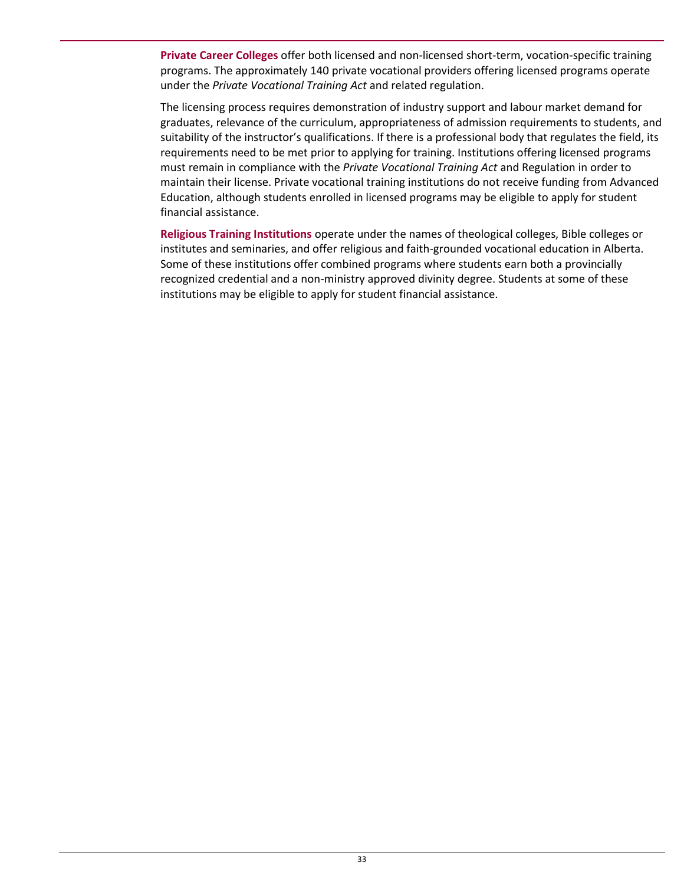**Private Career Colleges** offer both licensed and non-licensed short-term, vocation-specific training programs. The approximately 140 private vocational providers offering licensed programs operate under the *Private Vocational Training Act* and related regulation.

The licensing process requires demonstration of industry support and labour market demand for graduates, relevance of the curriculum, appropriateness of admission requirements to students, and suitability of the instructor's qualifications. If there is a professional body that regulates the field, its requirements need to be met prior to applying for training. Institutions offering licensed programs must remain in compliance with the *Private Vocational Training Act* and Regulation in order to maintain their license. Private vocational training institutions do not receive funding from Advanced Education, although students enrolled in licensed programs may be eligible to apply for student financial assistance.

**Religious Training Institutions** operate under the names of theological colleges, Bible colleges or institutes and seminaries, and offer religious and faith-grounded vocational education in Alberta. Some of these institutions offer combined programs where students earn both a provincially recognized credential and a non-ministry approved divinity degree. Students at some of these institutions may be eligible to apply for student financial assistance.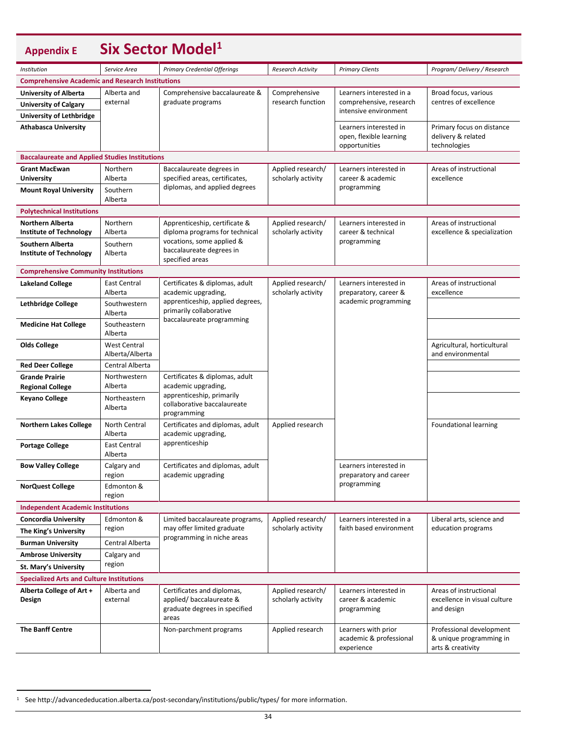## Appendix E Six Sector Model[1]

| Institution | Service Area | Primary Credential Offerings | Research Activity | Primary Clients | Program/ Delivery / Research |
|---|---|---|---|---|---|
| **Comprehensive Academic and Research Institutions** | | | | | |
| **University of Alberta** | Alberta and external | Comprehensive baccalaureate & graduate programs | Comprehensive research function | Learners interested in a comprehensive, research intensive environment | Broad focus, various centres of excellence |
| **University of Calgary** | | | | | |
| **University of Lethbridge** | | | | | |
| **Athabasca University** | | | | Learners interested in open, flexible learning opportunities | Primary focus on distance delivery & related technologies |
| **Baccalaureate and Applied Studies Institutions** | | | | | |
| **Grant MacEwan University** | Northern Alberta | Baccalaureate degrees in specified areas, certificates, diplomas, and applied degrees | Applied research/ scholarly activity | Learners interested in career & academic programming | Areas of instructional excellence |
| **Mount Royal University** | Southern Alberta | | | | |
| **Polytechnical Institutions** | | | | | |
| **Northern Alberta Institute of Technology** | Northern Alberta | Apprenticeship, certificate & diploma programs for technical vocations, some applied & baccalaureate degrees in specified areas | Applied research/ scholarly activity | Learners interested in career & technical programming | Areas of instructional excellence & specialization |
| **Southern Alberta Institute of Technology** | Southern Alberta | | | | |
| **Comprehensive Community Institutions** | | | | | |
| **Lakeland College** | East Central Alberta | Certificates & diplomas, adult academic upgrading, apprenticeship, applied degrees, primarily collaborative baccalaureate programming | Applied research/ scholarly activity | Learners interested in preparatory, career & academic programming | Areas of instructional excellence |
| **Lethbridge College** | Southwestern Alberta | | | | |
| **Medicine Hat College** | Southeastern Alberta | | | | |
| **Olds College** | West Central Alberta/Alberta | | | | Agricultural, horticultural and environmental |
| **Red Deer College** | Central Alberta | | | | |
| **Grande Prairie Regional College** | Northwestern Alberta | Certificates & diplomas, adult academic upgrading, apprenticeship, primarily collaborative baccalaureate programming | | | |
| **Keyano College** | Northeastern Alberta | | | | |
| **Northern Lakes College** | North Central Alberta | Certificates and diplomas, adult academic upgrading, apprenticeship | Applied research | | Foundational learning |
| **Portage College** | East Central Alberta | | | | |
| **Bow Valley College** | Calgary and region | Certificates and diplomas, adult academic upgrading | | Learners interested in preparatory and career programming | |
| **NorQuest College** | Edmonton & region | | | | |
| **Independent Academic Institutions** | | | | | |
| **Concordia University** | Edmonton & region | Limited baccalaureate programs, may offer limited graduate programming in niche areas | Applied research/ scholarly activity | Learners interested in a faith based environment | Liberal arts, science and education programs |
| **The King's University** | | | | | |
| **Burman University** | Central Alberta | | | | |
| **Ambrose University** | Calgary and region | | | | |
| **St. Mary's University** | | | | | |
| **Specialized Arts and Culture Institutions** | | | | | |
| **Alberta College of Art + Design** | Alberta and external | Certificates and diplomas, applied/ baccalaureate & graduate degrees in specified areas | Applied research/ scholarly activity | Learners interested in career & academic programming | Areas of instructional excellence in visual culture and design |
| **The Banff Centre** | | Non-parchment programs | Applied research | Learners with prior academic & professional experience | Professional development & unique programming in arts & creativity |

[1] See http://advancededucation.alberta.ca/post-secondary/institutions/public/types/ for more information.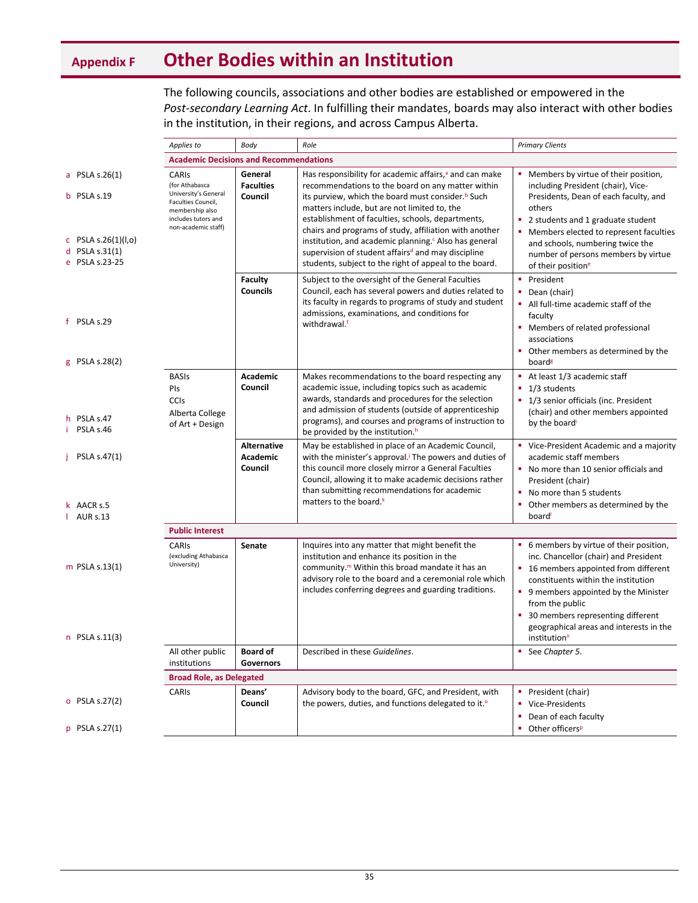## Appendix F Other Bodies within an Institution

The following councils, associations and other bodies are established or empowered in the *Post-secondary Learning Act*. In fulfilling their mandates, boards may also interact with other bodies in the institution, in their regions, and across Campus Alberta.

| Applies to | Body | Role | Primary Clients |
|---|---|---|---|
| **Academic Decisions and Recommendations** | | | |
| CARIs (for Athabasca University's General Faculties Council, membership also includes tutors and non-academic staff) | **General Faculties Council** | Has responsibility for academic affairs,[a] and can make recommendations to the board on any matter within its purview, which the board must consider.[b] Such matters include, but are not limited to, the establishment of faculties, schools, departments, chairs and programs of study, affiliation with another institution, and academic planning.[c] Also has general supervision of student affairs[d] and may discipline students, subject to the right of appeal to the board. | ▪ Members by virtue of their position, including President (chair), Vice-Presidents, Dean of each faculty, and others<br>▪ 2 students and 1 graduate student<br>▪ Members elected to represent faculties and schools, numbering twice the number of persons members by virtue of their position[e] |
| | **Faculty Councils** | Subject to the oversight of the General Faculties Council, each has several powers and duties related to its faculty in regards to programs of study and student admissions, examinations, and conditions for withdrawal.[f] | ▪ President<br>▪ Dean (chair)<br>▪ All full-time academic staff of the faculty<br>▪ Members of related professional associations<br>▪ Other members as determined by the board[g] |
| BASIs<br>PIs<br>CCIs<br>Alberta College of Art + Design | **Academic Council** | Makes recommendations to the board respecting any academic issue, including topics such as academic awards, standards and procedures for the selection and admission of students (outside of apprenticeship programs), and courses and programs of instruction to be provided by the institution.[h] | ▪ At least 1/3 academic staff<br>▪ 1/3 students<br>▪ 1/3 senior officials (inc. President (chair) and other members appointed by the board[i] |
| | **Alternative Academic Council** | May be established in place of an Academic Council, with the minister's approval.[j] The powers and duties of this council more closely mirror a General Faculties Council, allowing it to make academic decisions rather than submitting recommendations for academic matters to the board.[k] | ▪ Vice-President Academic and a majority academic staff members<br>▪ No more than 10 senior officials and President (chair)<br>▪ No more than 5 students<br>▪ Other members as determined by the board[l] |
| **Public Interest** | | | |
| CARIs (excluding Athabasca University) | **Senate** | Inquires into any matter that might benefit the institution and enhance its position in the community.[m] Within this broad mandate it has an advisory role to the board and a ceremonial role which includes conferring degrees and guarding traditions. | ▪ 6 members by virtue of their position, inc. Chancellor (chair) and President<br>▪ 16 members appointed from different constituents within the institution<br>▪ 9 members appointed by the Minister from the public<br>▪ 30 members representing different geographical areas and interests in the institution[n] |
| All other public institutions | **Board of Governors** | Described in these *Guidelines*. | ▪ See *Chapter 5*. |
| **Broad Role, as Delegated** | | | |
| CARIs | **Deans' Council** | Advisory body to the board, GFC, and President, with the powers, duties, and functions delegated to it.[o] | ▪ President (chair)<br>▪ Vice-Presidents<br>▪ Dean of each faculty<br>▪ Other officers[p] |

a PSLA s.26(1)
b PSLA s.19
c PSLA s.26(1)(l,o)
d PSLA s.31(1)
e PSLA s.23-25
f PSLA s.29
g PSLA s.28(2)
h PSLA s.47
i PSLA s.46
j PSLA s.47(1)
k AACR s.5
l AUR s.13
m PSLA s.13(1)
n PSLA s.11(3)
o PSLA s.27(2)
p PSLA s.27(1)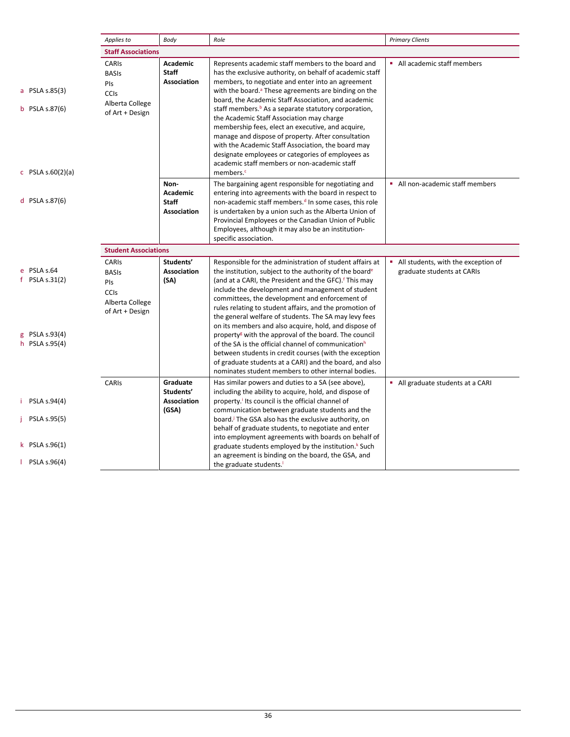| Applies to | Body | Role | Primary Clients |
|---|---|---|---|
| **Staff Associations** | | | |
| CARIs<br>BASIs<br>PIs<br>CCIs<br>Alberta College of Art + Design | **Academic Staff Association** | Represents academic staff members to the board and has the exclusive authority, on behalf of academic staff members, to negotiate and enter into an agreement with the board.[a] These agreements are binding on the board, the Academic Staff Association, and academic staff members.[b] As a separate statutory corporation, the Academic Staff Association may charge membership fees, elect an executive, and acquire, manage and dispose of property. After consultation with the Academic Staff Association, the board may designate employees or categories of employees as academic staff members or non-academic staff members.[c] | ▪ All academic staff members |
| | **Non-Academic Staff Association** | The bargaining agent responsible for negotiating and entering into agreements with the board in respect to non-academic staff members.[d] In some cases, this role is undertaken by a union such as the Alberta Union of Provincial Employees or the Canadian Union of Public Employees, although it may also be an institution-specific association. | ▪ All non-academic staff members |
| **Student Associations** | | | |
| CARIs<br>BASIs<br>PIs<br>CCIs<br>Alberta College of Art + Design | **Students' Association (SA)** | Responsible for the administration of student affairs at the institution, subject to the authority of the board[e] (and at a CARI, the President and the GFC).[f] This may include the development and management of student committees, the development and enforcement of rules relating to student affairs, and the promotion of the general welfare of students. The SA may levy fees on its members and also acquire, hold, and dispose of property[g] with the approval of the board. The council of the SA is the official channel of communication[h] between students in credit courses (with the exception of graduate students at a CARI) and the board, and also nominates student members to other internal bodies. | ▪ All students, with the exception of graduate students at CARIs |
| CARIs | **Graduate Students' Association (GSA)** | Has similar powers and duties to a SA (see above), including the ability to acquire, hold, and dispose of property.[i] Its council is the official channel of communication between graduate students and the board.[j] The GSA also has the exclusive authority, on behalf of graduate students, to negotiate and enter into employment agreements with boards on behalf of graduate students employed by the institution.[k] Such an agreement is binding on the board, the GSA, and the graduate students.[l] | ▪ All graduate students at a CARI |

a PSLA s.85(3)
b PSLA s.87(6)
c PSLA s.60(2)(a)
d PSLA s.87(6)
e PSLA s.64
f PSLA s.31(2)
g PSLA s.93(4)
h PSLA s.95(4)
i PSLA s.94(4)
j PSLA s.95(5)
k PSLA s.96(1)
l PSLA s.96(4)